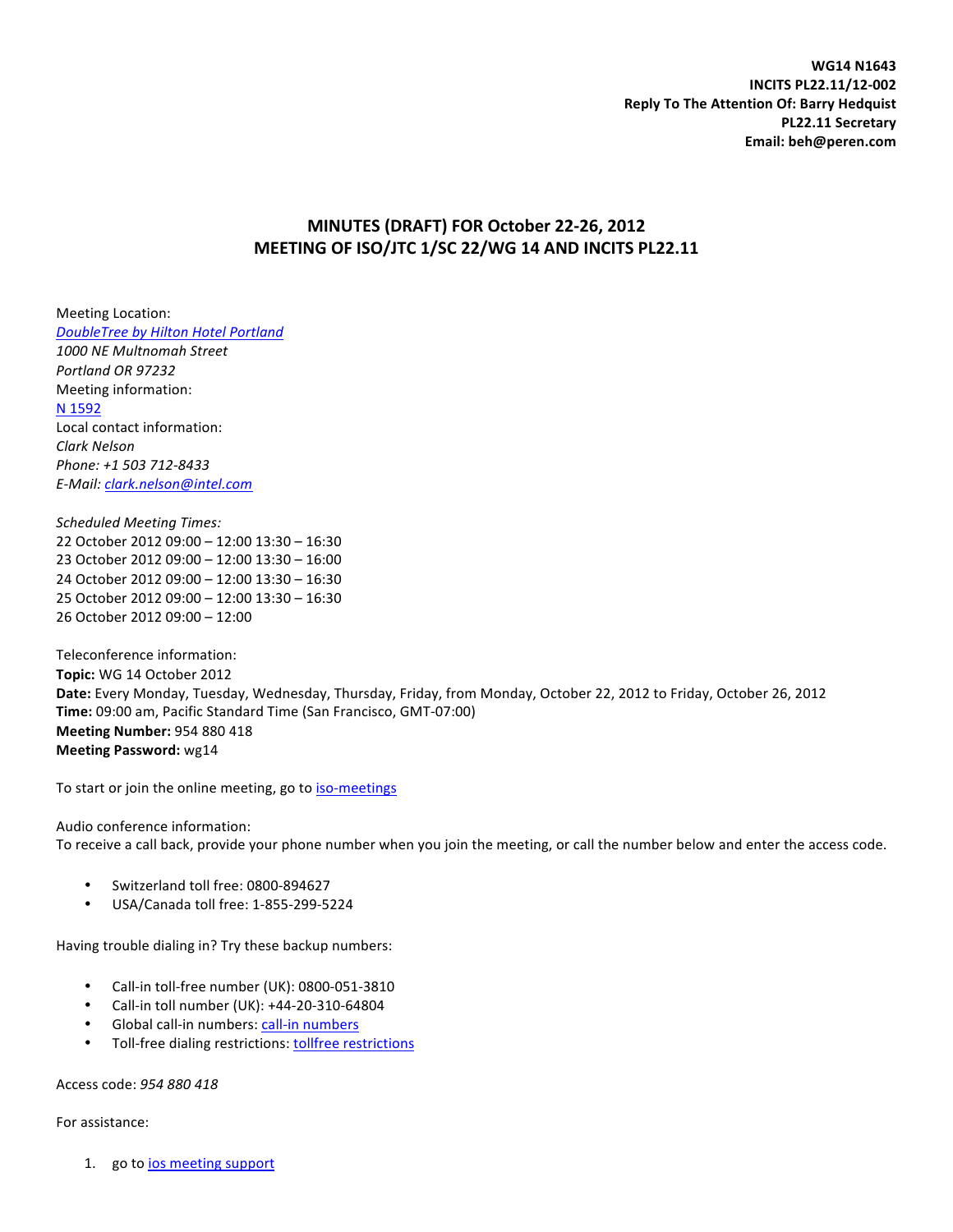**WG14 N1643**
**INCITS PL22.11/12-002**
**Reply To The Attention Of: Barry Hedquist**
**PL22.11 Secretary**
**Email: beh@peren.com**

# MINUTES (DRAFT) FOR October 22-26, 2012
# MEETING OF ISO/JTC 1/SC 22/WG 14 AND INCITS PL22.11

Meeting Location:
*[DoubleTree by Hilton Hotel Portland](#)*
*1000 NE Multnomah Street*
*Portland OR 97232*
Meeting information:
[N 1592](#)
Local contact information:
*Clark Nelson*
*Phone: +1 503 712-8433*
*E-Mail: [clark.nelson@intel.com](mailto:clark.nelson@intel.com)*

*Scheduled Meeting Times:*
22 October 2012 09:00 – 12:00 13:30 – 16:30
23 October 2012 09:00 – 12:00 13:30 – 16:00
24 October 2012 09:00 – 12:00 13:30 – 16:30
25 October 2012 09:00 – 12:00 13:30 – 16:30
26 October 2012 09:00 – 12:00

Teleconference information:
**Topic:** WG 14 October 2012
**Date:** Every Monday, Tuesday, Wednesday, Thursday, Friday, from Monday, October 22, 2012 to Friday, October 26, 2012
**Time:** 09:00 am, Pacific Standard Time (San Francisco, GMT-07:00)
**Meeting Number:** 954 880 418
**Meeting Password:** wg14

To start or join the online meeting, go to [iso-meetings](#)

Audio conference information:
To receive a call back, provide your phone number when you join the meeting, or call the number below and enter the access code.

- Switzerland toll free: 0800-894627
- USA/Canada toll free: 1-855-299-5224

Having trouble dialing in? Try these backup numbers:

- Call-in toll-free number (UK): 0800-051-3810
- Call-in toll number (UK): +44-20-310-64804
- Global call-in numbers: [call-in numbers](#)
- Toll-free dialing restrictions: [tollfree restrictions](#)

Access code: *954 880 418*

For assistance:

1. go to [ios meeting support](#)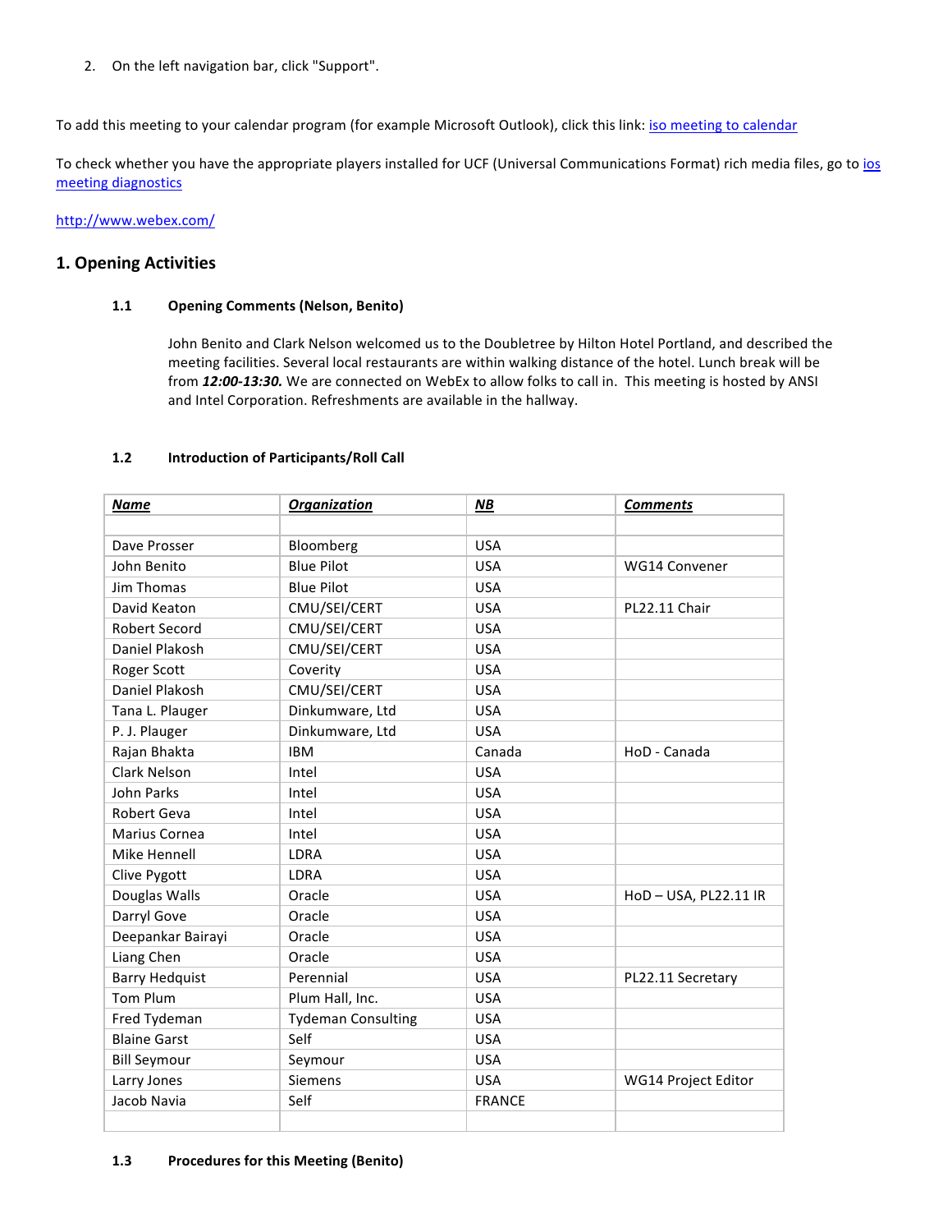2. On the left navigation bar, click "Support".

To add this meeting to your calendar program (for example Microsoft Outlook), click this link: iso meeting to calendar

To check whether you have the appropriate players installed for UCF (Universal Communications Format) rich media files, go to ios meeting diagnostics

http://www.webex.com/

## 1. Opening Activities

### 1.1 Opening Comments (Nelson, Benito)

John Benito and Clark Nelson welcomed us to the Doubletree by Hilton Hotel Portland, and described the meeting facilities. Several local restaurants are within walking distance of the hotel. Lunch break will be from ***12:00-13:30.*** We are connected on WebEx to allow folks to call in. This meeting is hosted by ANSI and Intel Corporation. Refreshments are available in the hallway.

### 1.2 Introduction of Participants/Roll Call

| Name | Organization | NB | Comments |
|---|---|---|---|
| | | | |
| Dave Prosser | Bloomberg | USA | |
| John Benito | Blue Pilot | USA | WG14 Convener |
| Jim Thomas | Blue Pilot | USA | |
| David Keaton | CMU/SEI/CERT | USA | PL22.11 Chair |
| Robert Secord | CMU/SEI/CERT | USA | |
| Daniel Plakosh | CMU/SEI/CERT | USA | |
| Roger Scott | Coverity | USA | |
| Daniel Plakosh | CMU/SEI/CERT | USA | |
| Tana L. Plauger | Dinkumware, Ltd | USA | |
| P. J. Plauger | Dinkumware, Ltd | USA | |
| Rajan Bhakta | IBM | Canada | HoD - Canada |
| Clark Nelson | Intel | USA | |
| John Parks | Intel | USA | |
| Robert Geva | Intel | USA | |
| Marius Cornea | Intel | USA | |
| Mike Hennell | LDRA | USA | |
| Clive Pygott | LDRA | USA | |
| Douglas Walls | Oracle | USA | HoD – USA, PL22.11 IR |
| Darryl Gove | Oracle | USA | |
| Deepankar Bairayi | Oracle | USA | |
| Liang Chen | Oracle | USA | |
| Barry Hedquist | Perennial | USA | PL22.11 Secretary |
| Tom Plum | Plum Hall, Inc. | USA | |
| Fred Tydeman | Tydeman Consulting | USA | |
| Blaine Garst | Self | USA | |
| Bill Seymour | Seymour | USA | |
| Larry Jones | Siemens | USA | WG14 Project Editor |
| Jacob Navia | Self | FRANCE | |
| | | | |

### 1.3 Procedures for this Meeting (Benito)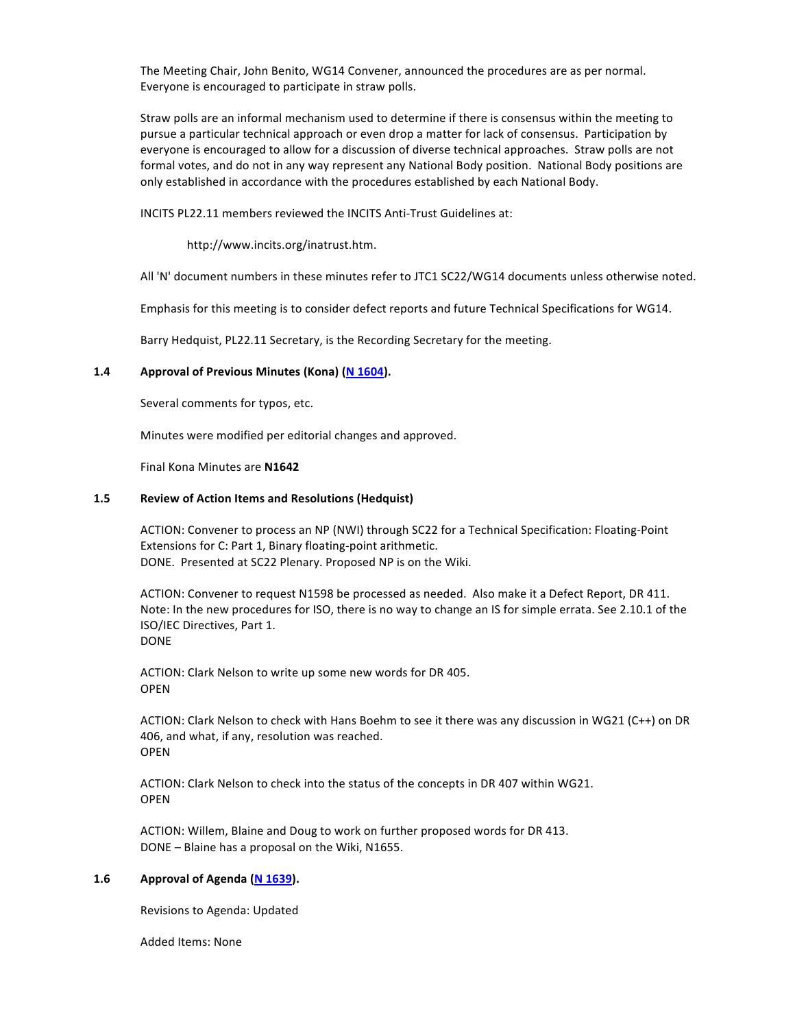The Meeting Chair, John Benito, WG14 Convener, announced the procedures are as per normal. Everyone is encouraged to participate in straw polls.

Straw polls are an informal mechanism used to determine if there is consensus within the meeting to pursue a particular technical approach or even drop a matter for lack of consensus. Participation by everyone is encouraged to allow for a discussion of diverse technical approaches. Straw polls are not formal votes, and do not in any way represent any National Body position. National Body positions are only established in accordance with the procedures established by each National Body.

INCITS PL22.11 members reviewed the INCITS Anti-Trust Guidelines at:

http://www.incits.org/inatrust.htm.

All 'N' document numbers in these minutes refer to JTC1 SC22/WG14 documents unless otherwise noted.

Emphasis for this meeting is to consider defect reports and future Technical Specifications for WG14.

Barry Hedquist, PL22.11 Secretary, is the Recording Secretary for the meeting.

### 1.4 Approval of Previous Minutes (Kona) (N 1604).

Several comments for typos, etc.

Minutes were modified per editorial changes and approved.

Final Kona Minutes are **N1642**

### 1.5 Review of Action Items and Resolutions (Hedquist)

ACTION: Convener to process an NP (NWI) through SC22 for a Technical Specification: Floating-Point Extensions for C: Part 1, Binary floating-point arithmetic.
DONE. Presented at SC22 Plenary. Proposed NP is on the Wiki.

ACTION: Convener to request N1598 be processed as needed. Also make it a Defect Report, DR 411. Note: In the new procedures for ISO, there is no way to change an IS for simple errata. See 2.10.1 of the ISO/IEC Directives, Part 1.
DONE

ACTION: Clark Nelson to write up some new words for DR 405.
OPEN

ACTION: Clark Nelson to check with Hans Boehm to see it there was any discussion in WG21 (C++) on DR 406, and what, if any, resolution was reached.
OPEN

ACTION: Clark Nelson to check into the status of the concepts in DR 407 within WG21.
OPEN

ACTION: Willem, Blaine and Doug to work on further proposed words for DR 413.
DONE – Blaine has a proposal on the Wiki, N1655.

### 1.6 Approval of Agenda (N 1639).

Revisions to Agenda: Updated

Added Items: None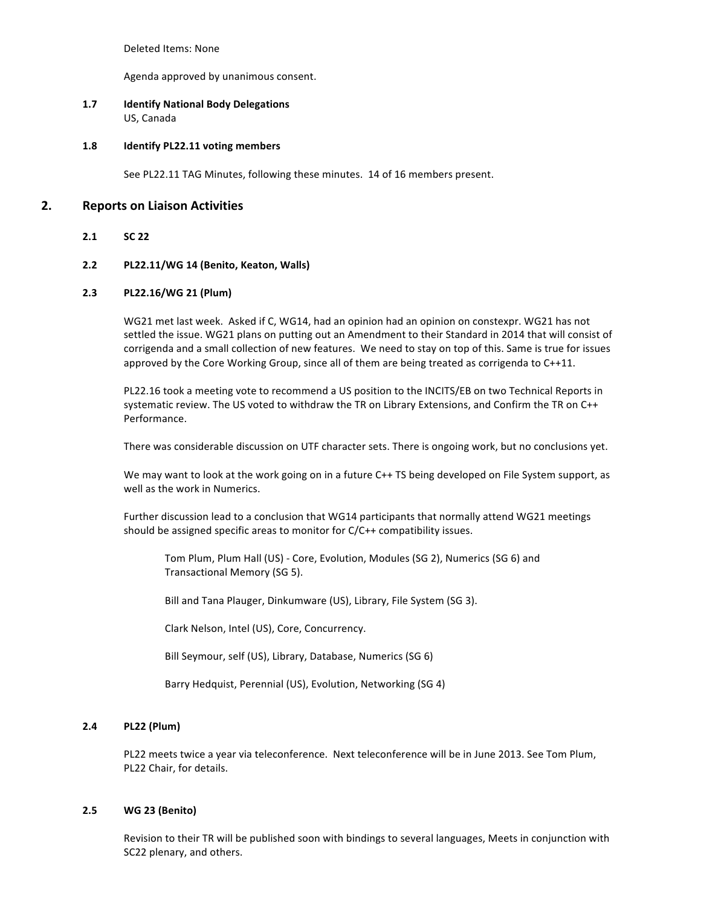Deleted Items: None

Agenda approved by unanimous consent.

### 1.7 Identify National Body Delegations

US, Canada

### 1.8 Identify PL22.11 voting members

See PL22.11 TAG Minutes, following these minutes. 14 of 16 members present.

## 2. Reports on Liaison Activities

### 2.1 SC 22

### 2.2 PL22.11/WG 14 (Benito, Keaton, Walls)

### 2.3 PL22.16/WG 21 (Plum)

WG21 met last week. Asked if C, WG14, had an opinion had an opinion on constexpr. WG21 has not settled the issue. WG21 plans on putting out an Amendment to their Standard in 2014 that will consist of corrigenda and a small collection of new features. We need to stay on top of this. Same is true for issues approved by the Core Working Group, since all of them are being treated as corrigenda to C++11.

PL22.16 took a meeting vote to recommend a US position to the INCITS/EB on two Technical Reports in systematic review. The US voted to withdraw the TR on Library Extensions, and Confirm the TR on C++ Performance.

There was considerable discussion on UTF character sets. There is ongoing work, but no conclusions yet.

We may want to look at the work going on in a future C++ TS being developed on File System support, as well as the work in Numerics.

Further discussion lead to a conclusion that WG14 participants that normally attend WG21 meetings should be assigned specific areas to monitor for C/C++ compatibility issues.

Tom Plum, Plum Hall (US) - Core, Evolution, Modules (SG 2), Numerics (SG 6) and Transactional Memory (SG 5).

Bill and Tana Plauger, Dinkumware (US), Library, File System (SG 3).

Clark Nelson, Intel (US), Core, Concurrency.

Bill Seymour, self (US), Library, Database, Numerics (SG 6)

Barry Hedquist, Perennial (US), Evolution, Networking (SG 4)

### 2.4 PL22 (Plum)

PL22 meets twice a year via teleconference. Next teleconference will be in June 2013. See Tom Plum, PL22 Chair, for details.

### 2.5 WG 23 (Benito)

Revision to their TR will be published soon with bindings to several languages, Meets in conjunction with SC22 plenary, and others.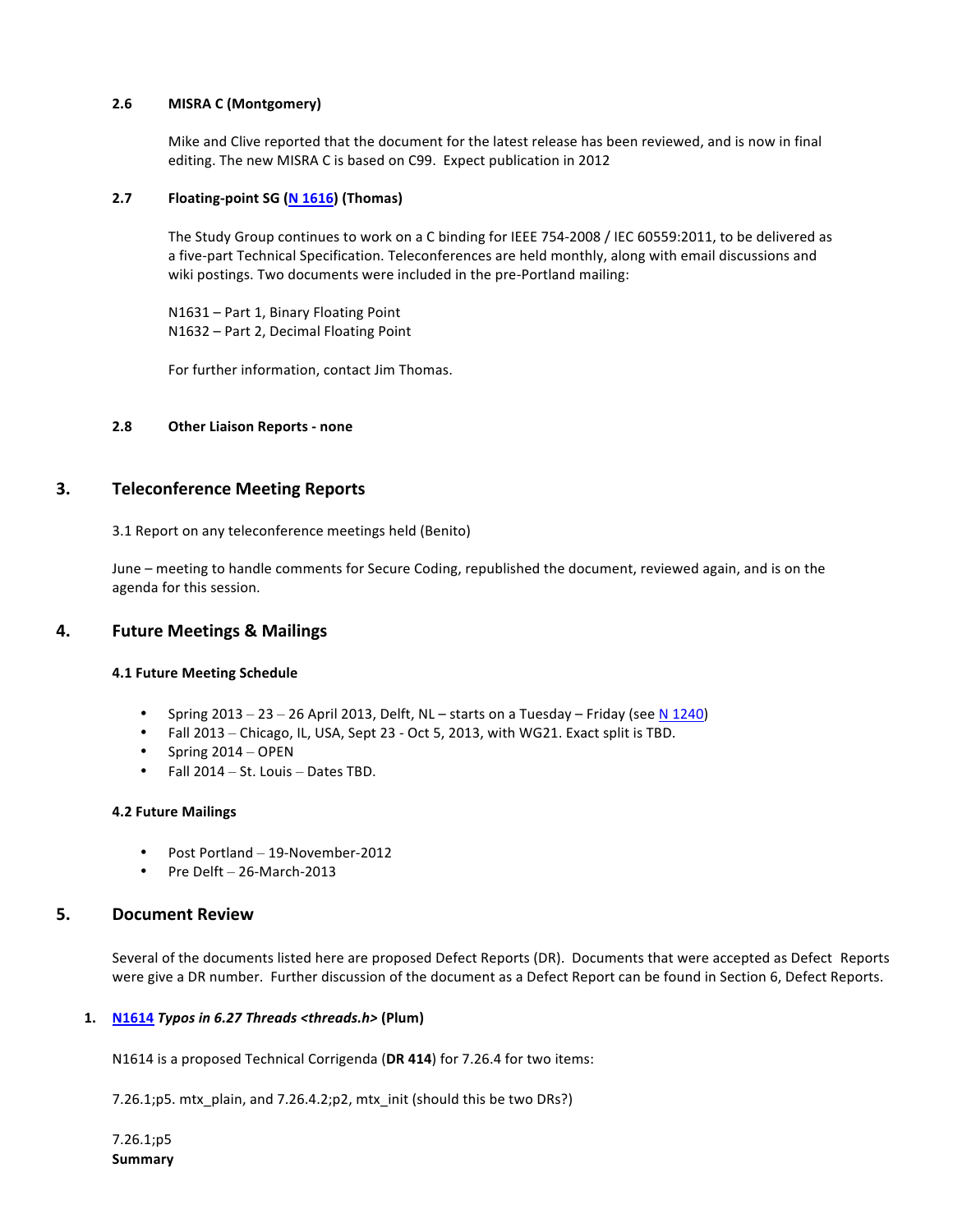#### 2.6 MISRA C (Montgomery)

Mike and Clive reported that the document for the latest release has been reviewed, and is now in final editing. The new MISRA C is based on C99. Expect publication in 2012

#### 2.7 Floating-point SG (N 1616) (Thomas)

The Study Group continues to work on a C binding for IEEE 754-2008 / IEC 60559:2011, to be delivered as a five-part Technical Specification. Teleconferences are held monthly, along with email discussions and wiki postings. Two documents were included in the pre-Portland mailing:

N1631 – Part 1, Binary Floating Point
N1632 – Part 2, Decimal Floating Point

For further information, contact Jim Thomas.

#### 2.8 Other Liaison Reports - none

## 3. Teleconference Meeting Reports

3.1 Report on any teleconference meetings held (Benito)

June – meeting to handle comments for Secure Coding, republished the document, reviewed again, and is on the agenda for this session.

## 4. Future Meetings & Mailings

#### 4.1 Future Meeting Schedule

- Spring 2013 – 23 – 26 April 2013, Delft, NL – starts on a Tuesday – Friday (see N 1240)
- Fall 2013 – Chicago, IL, USA, Sept 23 - Oct 5, 2013, with WG21. Exact split is TBD.
- Spring 2014 – OPEN
- Fall 2014 – St. Louis – Dates TBD.

#### 4.2 Future Mailings

- Post Portland – 19-November-2012
- Pre Delft – 26-March-2013

## 5. Document Review

Several of the documents listed here are proposed Defect Reports (DR). Documents that were accepted as Defect Reports were give a DR number. Further discussion of the document as a Defect Report can be found in Section 6, Defect Reports.

1. **N1614 *Typos in 6.27 Threads <threads.h>* (Plum)**

N1614 is a proposed Technical Corrigenda (**DR 414**) for 7.26.4 for two items:

7.26.1;p5. mtx_plain, and 7.26.4.2;p2, mtx_init (should this be two DRs?)

7.26.1;p5
**Summary**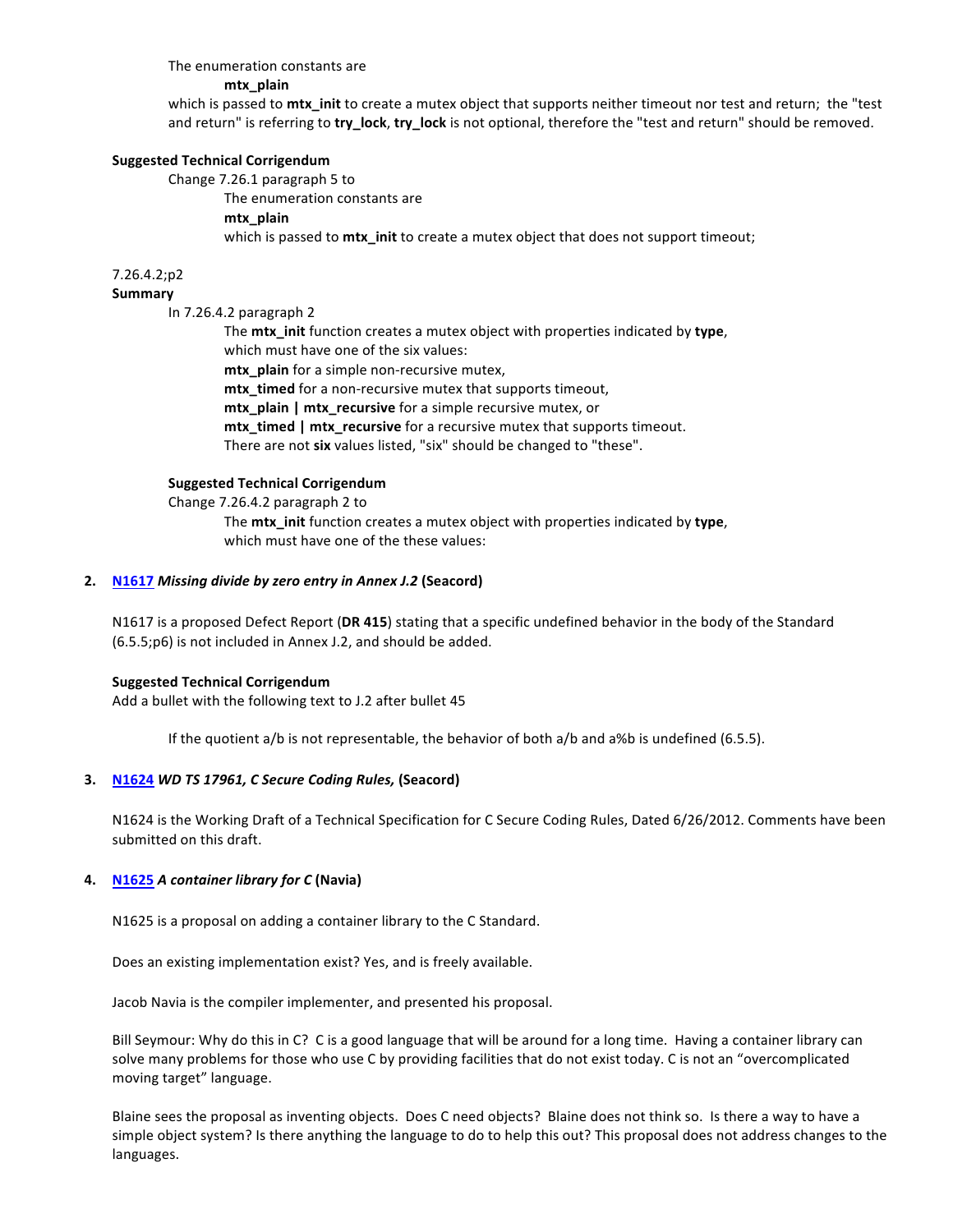The enumeration constants are

**mtx_plain**

which is passed to **mtx_init** to create a mutex object that supports neither timeout nor test and return; the "test and return" is referring to **try_lock**, **try_lock** is not optional, therefore the "test and return" should be removed.

**Suggested Technical Corrigendum**

Change 7.26.1 paragraph 5 to

> The enumeration constants are
>
> **mtx_plain**
>
> which is passed to **mtx_init** to create a mutex object that does not support timeout;

7.26.4.2;p2

**Summary**

In 7.26.4.2 paragraph 2

> The **mtx_init** function creates a mutex object with properties indicated by **type**, which must have one of the six values:
>
> **mtx_plain** for a simple non-recursive mutex,
>
> **mtx_timed** for a non-recursive mutex that supports timeout,
>
> **mtx_plain | mtx_recursive** for a simple recursive mutex, or
>
> **mtx_timed | mtx_recursive** for a recursive mutex that supports timeout.
>
> There are not **six** values listed, "six" should be changed to "these".

**Suggested Technical Corrigendum**

Change 7.26.4.2 paragraph 2 to

> The **mtx_init** function creates a mutex object with properties indicated by **type**, which must have one of the these values:

2. **N1617** ***Missing divide by zero entry in Annex J.2*** **(Seacord)**

N1617 is a proposed Defect Report (**DR 415**) stating that a specific undefined behavior in the body of the Standard (6.5.5;p6) is not included in Annex J.2, and should be added.

**Suggested Technical Corrigendum**

Add a bullet with the following text to J.2 after bullet 45

> If the quotient a/b is not representable, the behavior of both a/b and a%b is undefined (6.5.5).

3. **N1624** ***WD TS 17961, C Secure Coding Rules,*** **(Seacord)**

N1624 is the Working Draft of a Technical Specification for C Secure Coding Rules, Dated 6/26/2012. Comments have been submitted on this draft.

4. **N1625** ***A container library for C*** **(Navia)**

N1625 is a proposal on adding a container library to the C Standard.

Does an existing implementation exist? Yes, and is freely available.

Jacob Navia is the compiler implementer, and presented his proposal.

Bill Seymour: Why do this in C? C is a good language that will be around for a long time. Having a container library can solve many problems for those who use C by providing facilities that do not exist today. C is not an "overcomplicated moving target" language.

Blaine sees the proposal as inventing objects. Does C need objects? Blaine does not think so. Is there a way to have a simple object system? Is there anything the language to do to help this out? This proposal does not address changes to the languages.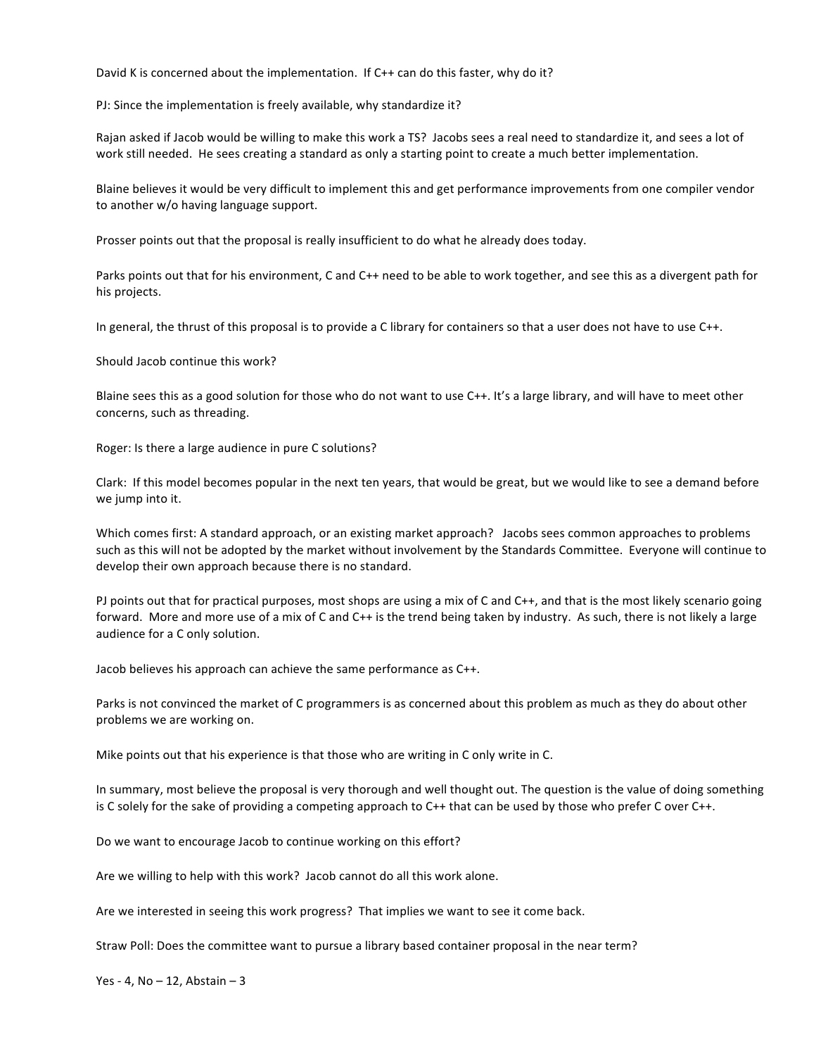David K is concerned about the implementation. If C++ can do this faster, why do it?

PJ: Since the implementation is freely available, why standardize it?

Rajan asked if Jacob would be willing to make this work a TS? Jacobs sees a real need to standardize it, and sees a lot of work still needed. He sees creating a standard as only a starting point to create a much better implementation.

Blaine believes it would be very difficult to implement this and get performance improvements from one compiler vendor to another w/o having language support.

Prosser points out that the proposal is really insufficient to do what he already does today.

Parks points out that for his environment, C and C++ need to be able to work together, and see this as a divergent path for his projects.

In general, the thrust of this proposal is to provide a C library for containers so that a user does not have to use C++.

Should Jacob continue this work?

Blaine sees this as a good solution for those who do not want to use C++. It's a large library, and will have to meet other concerns, such as threading.

Roger: Is there a large audience in pure C solutions?

Clark: If this model becomes popular in the next ten years, that would be great, but we would like to see a demand before we jump into it.

Which comes first: A standard approach, or an existing market approach? Jacobs sees common approaches to problems such as this will not be adopted by the market without involvement by the Standards Committee. Everyone will continue to develop their own approach because there is no standard.

PJ points out that for practical purposes, most shops are using a mix of C and C++, and that is the most likely scenario going forward. More and more use of a mix of C and C++ is the trend being taken by industry. As such, there is not likely a large audience for a C only solution.

Jacob believes his approach can achieve the same performance as C++.

Parks is not convinced the market of C programmers is as concerned about this problem as much as they do about other problems we are working on.

Mike points out that his experience is that those who are writing in C only write in C.

In summary, most believe the proposal is very thorough and well thought out. The question is the value of doing something is C solely for the sake of providing a competing approach to C++ that can be used by those who prefer C over C++.

Do we want to encourage Jacob to continue working on this effort?

Are we willing to help with this work? Jacob cannot do all this work alone.

Are we interested in seeing this work progress? That implies we want to see it come back.

Straw Poll: Does the committee want to pursue a library based container proposal in the near term?

Yes - 4, No – 12, Abstain – 3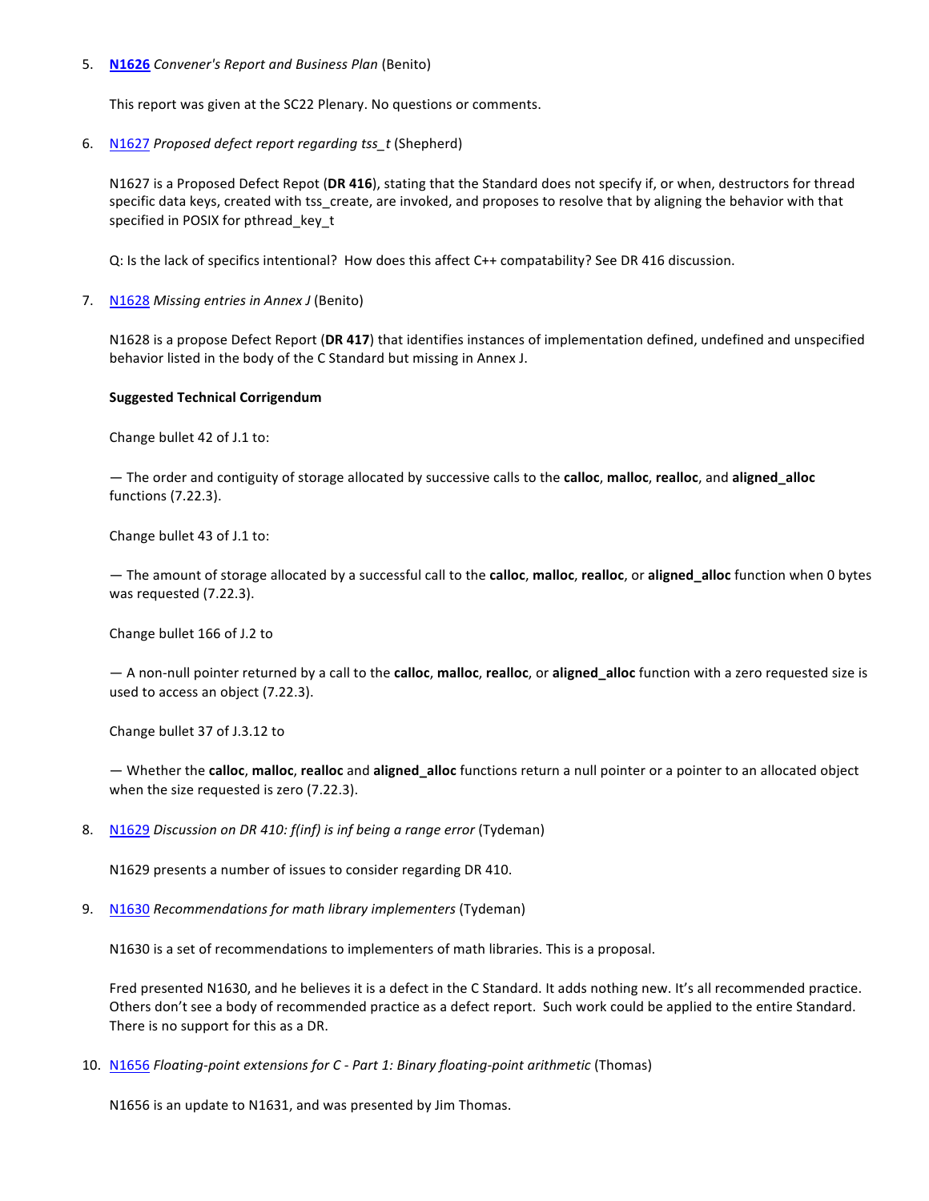5. **N1626** *Convener's Report and Business Plan* (Benito)

   This report was given at the SC22 Plenary. No questions or comments.

6. N1627 *Proposed defect report regarding tss_t* (Shepherd)

   N1627 is a Proposed Defect Repot (**DR 416**), stating that the Standard does not specify if, or when, destructors for thread specific data keys, created with tss_create, are invoked, and proposes to resolve that by aligning the behavior with that specified in POSIX for pthread_key_t

   Q: Is the lack of specifics intentional? How does this affect C++ compatability? See DR 416 discussion.

7. N1628 *Missing entries in Annex J* (Benito)

   N1628 is a propose Defect Report (**DR 417**) that identifies instances of implementation defined, undefined and unspecified behavior listed in the body of the C Standard but missing in Annex J.

   **Suggested Technical Corrigendum**

   Change bullet 42 of J.1 to:

   — The order and contiguity of storage allocated by successive calls to the **calloc**, **malloc**, **realloc**, and **aligned_alloc** functions (7.22.3).

   Change bullet 43 of J.1 to:

   — The amount of storage allocated by a successful call to the **calloc**, **malloc**, **realloc**, or **aligned_alloc** function when 0 bytes was requested (7.22.3).

   Change bullet 166 of J.2 to

   — A non-null pointer returned by a call to the **calloc**, **malloc**, **realloc**, or **aligned_alloc** function with a zero requested size is used to access an object (7.22.3).

   Change bullet 37 of J.3.12 to

   — Whether the **calloc**, **malloc**, **realloc** and **aligned_alloc** functions return a null pointer or a pointer to an allocated object when the size requested is zero (7.22.3).

8. N1629 *Discussion on DR 410: f(inf) is inf being a range error* (Tydeman)

   N1629 presents a number of issues to consider regarding DR 410.

9. N1630 *Recommendations for math library implementers* (Tydeman)

   N1630 is a set of recommendations to implementers of math libraries. This is a proposal.

   Fred presented N1630, and he believes it is a defect in the C Standard. It adds nothing new. It's all recommended practice. Others don't see a body of recommended practice as a defect report. Such work could be applied to the entire Standard. There is no support for this as a DR.

10. N1656 *Floating-point extensions for C - Part 1: Binary floating-point arithmetic* (Thomas)

    N1656 is an update to N1631, and was presented by Jim Thomas.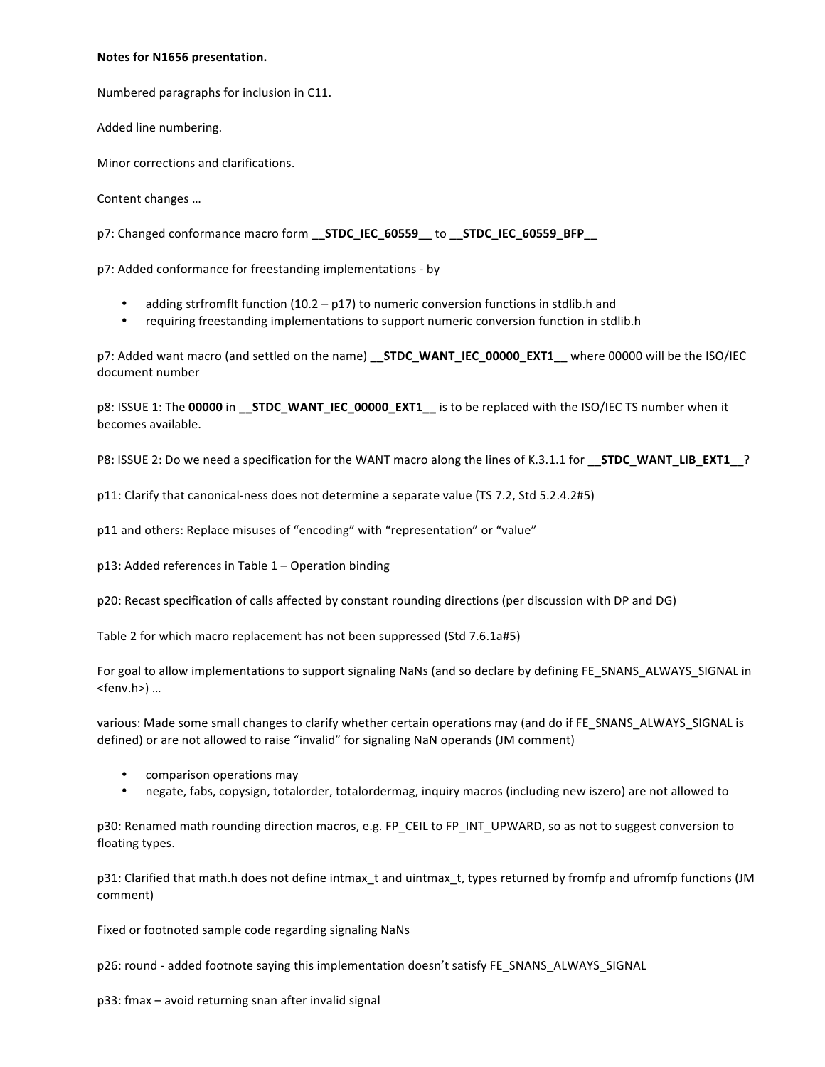**Notes for N1656 presentation.**

Numbered paragraphs for inclusion in C11.

Added line numbering.

Minor corrections and clarifications.

Content changes …

p7: Changed conformance macro form **__STDC_IEC_60559__** to **__STDC_IEC_60559_BFP__**

p7: Added conformance for freestanding implementations - by

- adding strfromflt function (10.2 – p17) to numeric conversion functions in stdlib.h and
- requiring freestanding implementations to support numeric conversion function in stdlib.h

p7: Added want macro (and settled on the name) **__STDC_WANT_IEC_00000_EXT1__** where 00000 will be the ISO/IEC document number

p8: ISSUE 1: The **00000** in **__STDC_WANT_IEC_00000_EXT1__** is to be replaced with the ISO/IEC TS number when it becomes available.

P8: ISSUE 2: Do we need a specification for the WANT macro along the lines of K.3.1.1 for **__STDC_WANT_LIB_EXT1__**?

p11: Clarify that canonical-ness does not determine a separate value (TS 7.2, Std 5.2.4.2#5)

p11 and others: Replace misuses of "encoding" with "representation" or "value"

p13: Added references in Table 1 – Operation binding

p20: Recast specification of calls affected by constant rounding directions (per discussion with DP and DG)

Table 2 for which macro replacement has not been suppressed (Std 7.6.1a#5)

For goal to allow implementations to support signaling NaNs (and so declare by defining FE_SNANS_ALWAYS_SIGNAL in <fenv.h>) …

various: Made some small changes to clarify whether certain operations may (and do if FE_SNANS_ALWAYS_SIGNAL is defined) or are not allowed to raise "invalid" for signaling NaN operands (JM comment)

- comparison operations may
- negate, fabs, copysign, totalorder, totalordermag, inquiry macros (including new iszero) are not allowed to

p30: Renamed math rounding direction macros, e.g. FP_CEIL to FP_INT_UPWARD, so as not to suggest conversion to floating types.

p31: Clarified that math.h does not define intmax_t and uintmax_t, types returned by fromfp and ufromfp functions (JM comment)

Fixed or footnoted sample code regarding signaling NaNs

p26: round - added footnote saying this implementation doesn't satisfy FE_SNANS_ALWAYS_SIGNAL

p33: fmax – avoid returning snan after invalid signal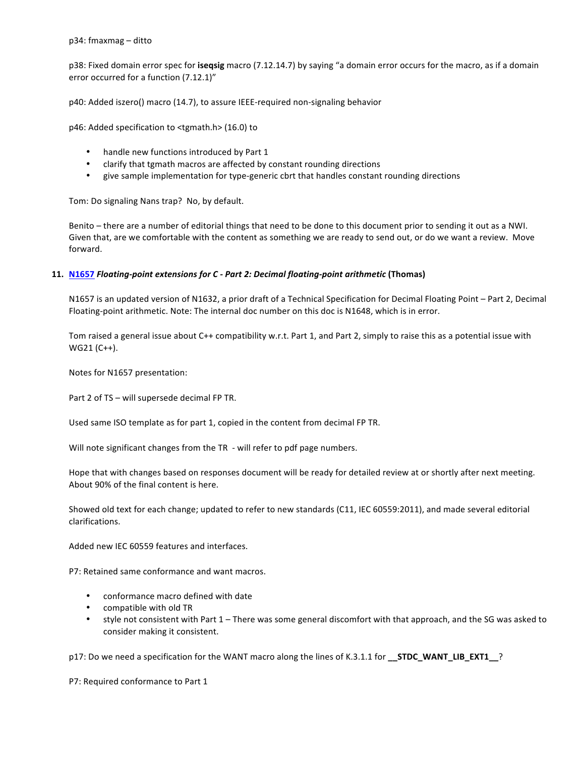p34: fmaxmag – ditto

p38: Fixed domain error spec for **iseqsig** macro (7.12.14.7) by saying "a domain error occurs for the macro, as if a domain error occurred for a function (7.12.1)"

p40: Added iszero() macro (14.7), to assure IEEE-required non-signaling behavior

p46: Added specification to <tgmath.h> (16.0) to

- handle new functions introduced by Part 1
- clarify that tgmath macros are affected by constant rounding directions
- give sample implementation for type-generic cbrt that handles constant rounding directions

Tom: Do signaling Nans trap? No, by default.

Benito – there are a number of editorial things that need to be done to this document prior to sending it out as a NWI. Given that, are we comfortable with the content as something we are ready to send out, or do we want a review. Move forward.

**11. [N1657](N1657) *Floating-point extensions for C - Part 2: Decimal floating-point arithmetic* (Thomas)**

N1657 is an updated version of N1632, a prior draft of a Technical Specification for Decimal Floating Point – Part 2, Decimal Floating-point arithmetic. Note: The internal doc number on this doc is N1648, which is in error.

Tom raised a general issue about C++ compatibility w.r.t. Part 1, and Part 2, simply to raise this as a potential issue with WG21 (C++).

Notes for N1657 presentation:

Part 2 of TS – will supersede decimal FP TR.

Used same ISO template as for part 1, copied in the content from decimal FP TR.

Will note significant changes from the TR - will refer to pdf page numbers.

Hope that with changes based on responses document will be ready for detailed review at or shortly after next meeting. About 90% of the final content is here.

Showed old text for each change; updated to refer to new standards (C11, IEC 60559:2011), and made several editorial clarifications.

Added new IEC 60559 features and interfaces.

P7: Retained same conformance and want macros.

- conformance macro defined with date
- compatible with old TR
- style not consistent with Part 1 – There was some general discomfort with that approach, and the SG was asked to consider making it consistent.

p17: Do we need a specification for the WANT macro along the lines of K.3.1.1 for **__STDC_WANT_LIB_EXT1__**?

P7: Required conformance to Part 1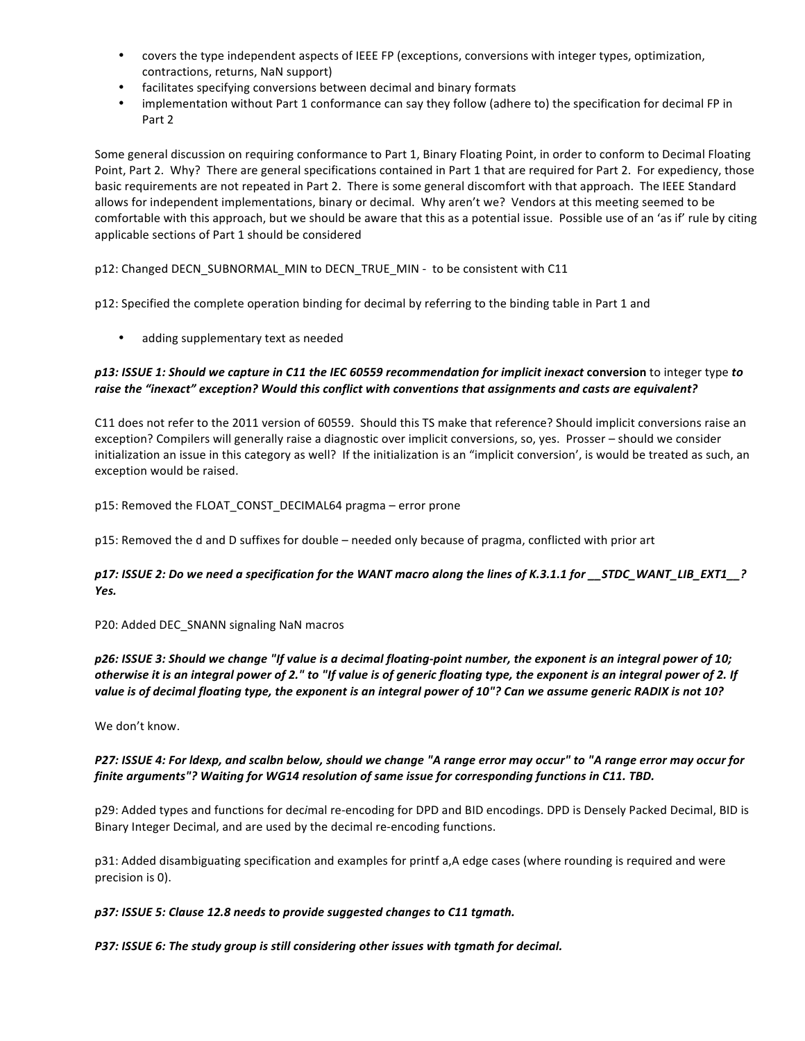- covers the type independent aspects of IEEE FP (exceptions, conversions with integer types, optimization, contractions, returns, NaN support)
- facilitates specifying conversions between decimal and binary formats
- implementation without Part 1 conformance can say they follow (adhere to) the specification for decimal FP in Part 2

Some general discussion on requiring conformance to Part 1, Binary Floating Point, in order to conform to Decimal Floating Point, Part 2. Why? There are general specifications contained in Part 1 that are required for Part 2. For expediency, those basic requirements are not repeated in Part 2. There is some general discomfort with that approach. The IEEE Standard allows for independent implementations, binary or decimal. Why aren't we? Vendors at this meeting seemed to be comfortable with this approach, but we should be aware that this as a potential issue. Possible use of an 'as if' rule by citing applicable sections of Part 1 should be considered

p12: Changed DECN_SUBNORMAL_MIN to DECN_TRUE_MIN - to be consistent with C11

p12: Specified the complete operation binding for decimal by referring to the binding table in Part 1 and

- adding supplementary text as needed

***p13: ISSUE 1: Should we capture in C11 the IEC 60559 recommendation for implicit inexact*** **conversion** ***to integer type to raise the "inexact" exception? Would this conflict with conventions that assignments and casts are equivalent?***

C11 does not refer to the 2011 version of 60559. Should this TS make that reference? Should implicit conversions raise an exception? Compilers will generally raise a diagnostic over implicit conversions, so, yes. Prosser – should we consider initialization an issue in this category as well? If the initialization is an "implicit conversion', is would be treated as such, an exception would be raised.

p15: Removed the FLOAT_CONST_DECIMAL64 pragma – error prone

p15: Removed the d and D suffixes for double – needed only because of pragma, conflicted with prior art

***p17: ISSUE 2: Do we need a specification for the WANT macro along the lines of K.3.1.1 for __STDC_WANT_LIB_EXT1__? Yes.***

P20: Added DEC_SNANN signaling NaN macros

***p26: ISSUE 3: Should we change "If value is a decimal floating-point number, the exponent is an integral power of 10; otherwise it is an integral power of 2." to "If value is of generic floating type, the exponent is an integral power of 2. If value is of decimal floating type, the exponent is an integral power of 10"? Can we assume generic RADIX is not 10?***

We don't know.

***P27: ISSUE 4: For ldexp, and scalbn below, should we change "A range error may occur" to "A range error may occur for finite arguments"? Waiting for WG14 resolution of same issue for corresponding functions in C11. TBD.***

p29: Added types and functions for dec*i*mal re-encoding for DPD and BID encodings. DPD is Densely Packed Decimal, BID is Binary Integer Decimal, and are used by the decimal re-encoding functions.

p31: Added disambiguating specification and examples for printf a,A edge cases (where rounding is required and were precision is 0).

***p37: ISSUE 5: Clause 12.8 needs to provide suggested changes to C11 tgmath.***

***P37: ISSUE 6: The study group is still considering other issues with tgmath for decimal.***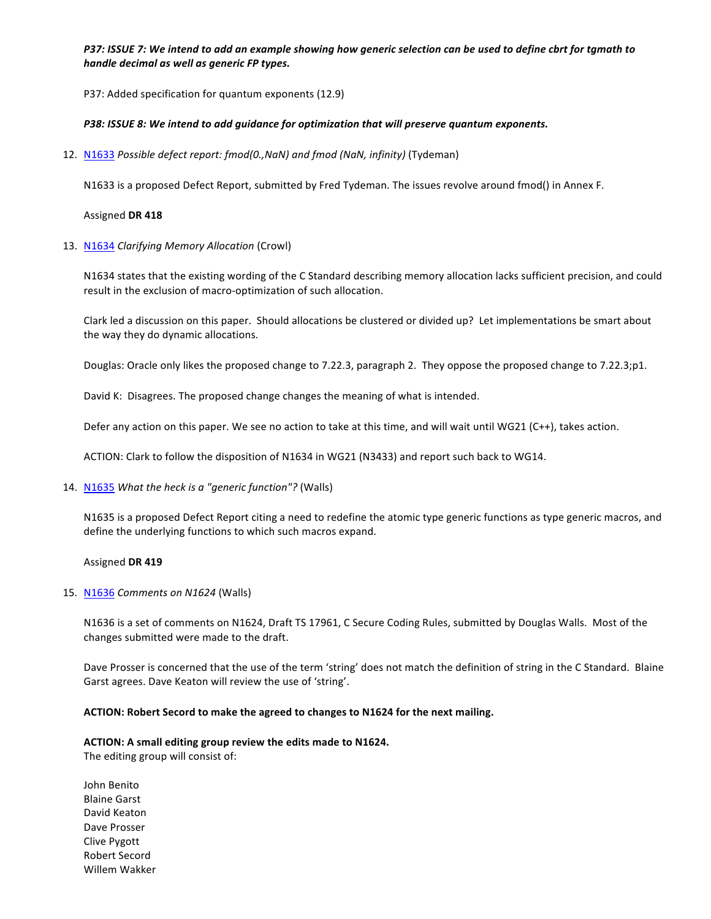***P37: ISSUE 7: We intend to add an example showing how generic selection can be used to define cbrt for tgmath to handle decimal as well as generic FP types.***

P37: Added specification for quantum exponents (12.9)

***P38: ISSUE 8: We intend to add guidance for optimization that will preserve quantum exponents.***

12. N1633 *Possible defect report: fmod(0.,NaN) and fmod (NaN, infinity)* (Tydeman)

    N1633 is a proposed Defect Report, submitted by Fred Tydeman. The issues revolve around fmod() in Annex F.

    Assigned **DR 418**

13. N1634 *Clarifying Memory Allocation* (Crowl)

    N1634 states that the existing wording of the C Standard describing memory allocation lacks sufficient precision, and could result in the exclusion of macro-optimization of such allocation.

    Clark led a discussion on this paper. Should allocations be clustered or divided up? Let implementations be smart about the way they do dynamic allocations.

    Douglas: Oracle only likes the proposed change to 7.22.3, paragraph 2. They oppose the proposed change to 7.22.3;p1.

    David K: Disagrees. The proposed change changes the meaning of what is intended.

    Defer any action on this paper. We see no action to take at this time, and will wait until WG21 (C++), takes action.

    ACTION: Clark to follow the disposition of N1634 in WG21 (N3433) and report such back to WG14.

14. N1635 *What the heck is a "generic function"?* (Walls)

    N1635 is a proposed Defect Report citing a need to redefine the atomic type generic functions as type generic macros, and define the underlying functions to which such macros expand.

    Assigned **DR 419**

15. N1636 *Comments on N1624* (Walls)

    N1636 is a set of comments on N1624, Draft TS 17961, C Secure Coding Rules, submitted by Douglas Walls. Most of the changes submitted were made to the draft.

    Dave Prosser is concerned that the use of the term 'string' does not match the definition of string in the C Standard. Blaine Garst agrees. Dave Keaton will review the use of 'string'.

    **ACTION: Robert Secord to make the agreed to changes to N1624 for the next mailing.**

    **ACTION: A small editing group review the edits made to N1624.**
    The editing group will consist of:

    John Benito
    Blaine Garst
    David Keaton
    Dave Prosser
    Clive Pygott
    Robert Secord
    Willem Wakker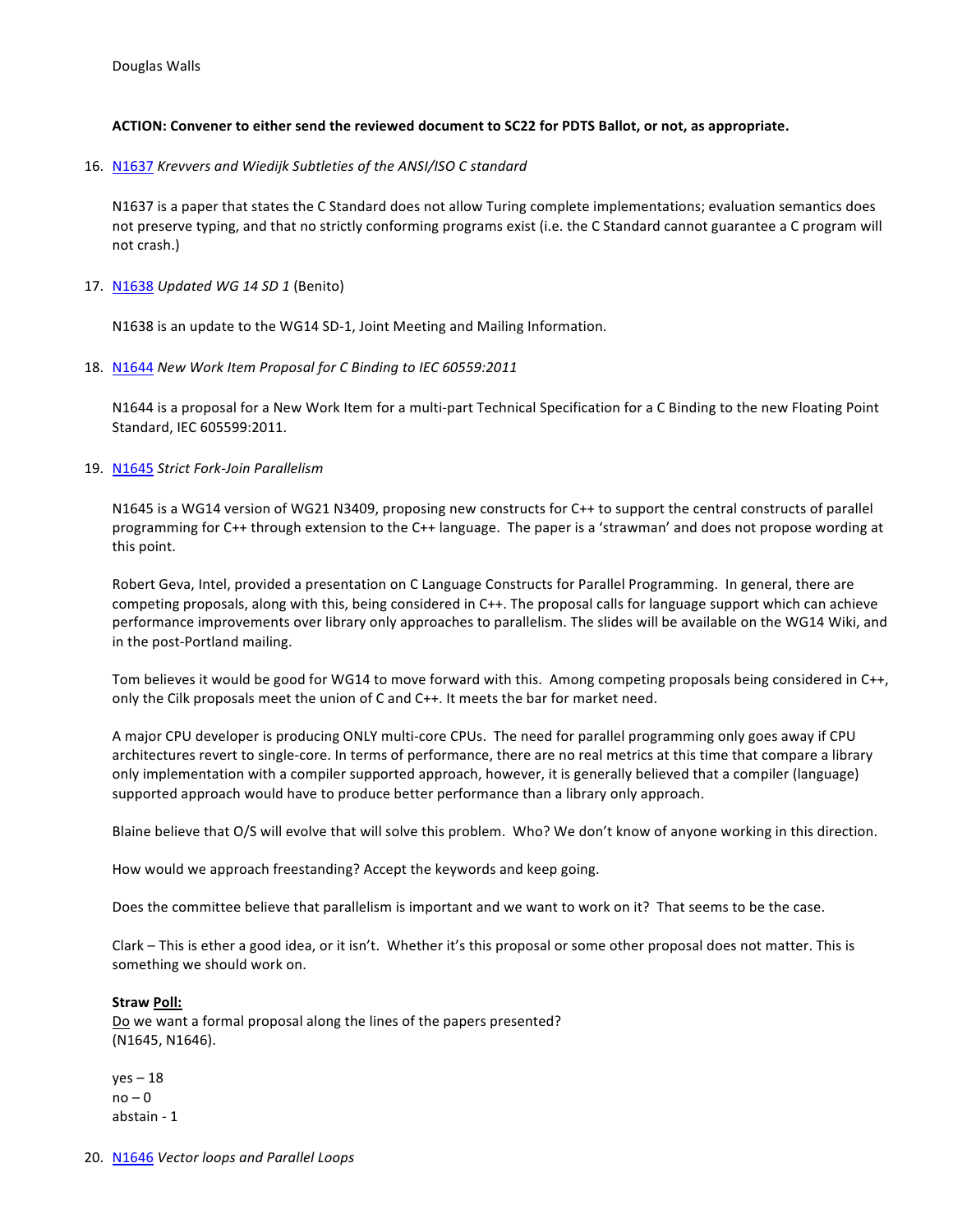Douglas Walls

**ACTION: Convener to either send the reviewed document to SC22 for PDTS Ballot, or not, as appropriate.**

16. N1637 *Krevvers and Wiedijk Subtleties of the ANSI/ISO C standard*

    N1637 is a paper that states the C Standard does not allow Turing complete implementations; evaluation semantics does not preserve typing, and that no strictly conforming programs exist (i.e. the C Standard cannot guarantee a C program will not crash.)

17. N1638 *Updated WG 14 SD 1* (Benito)

    N1638 is an update to the WG14 SD-1, Joint Meeting and Mailing Information.

18. N1644 *New Work Item Proposal for C Binding to IEC 60559:2011*

    N1644 is a proposal for a New Work Item for a multi-part Technical Specification for a C Binding to the new Floating Point Standard, IEC 605599:2011.

19. N1645 *Strict Fork-Join Parallelism*

    N1645 is a WG14 version of WG21 N3409, proposing new constructs for C++ to support the central constructs of parallel programming for C++ through extension to the C++ language. The paper is a 'strawman' and does not propose wording at this point.

    Robert Geva, Intel, provided a presentation on C Language Constructs for Parallel Programming. In general, there are competing proposals, along with this, being considered in C++. The proposal calls for language support which can achieve performance improvements over library only approaches to parallelism. The slides will be available on the WG14 Wiki, and in the post-Portland mailing.

    Tom believes it would be good for WG14 to move forward with this. Among competing proposals being considered in C++, only the Cilk proposals meet the union of C and C++. It meets the bar for market need.

    A major CPU developer is producing ONLY multi-core CPUs. The need for parallel programming only goes away if CPU architectures revert to single-core. In terms of performance, there are no real metrics at this time that compare a library only implementation with a compiler supported approach, however, it is generally believed that a compiler (language) supported approach would have to produce better performance than a library only approach.

    Blaine believe that O/S will evolve that will solve this problem. Who? We don't know of anyone working in this direction.

    How would we approach freestanding? Accept the keywords and keep going.

    Does the committee believe that parallelism is important and we want to work on it? That seems to be the case.

    Clark – This is ether a good idea, or it isn't. Whether it's this proposal or some other proposal does not matter. This is something we should work on.

    **Straw Poll:**
    Do we want a formal proposal along the lines of the papers presented?
    (N1645, N1646).

    yes – 18
    no – 0
    abstain - 1

20. N1646 *Vector loops and Parallel Loops*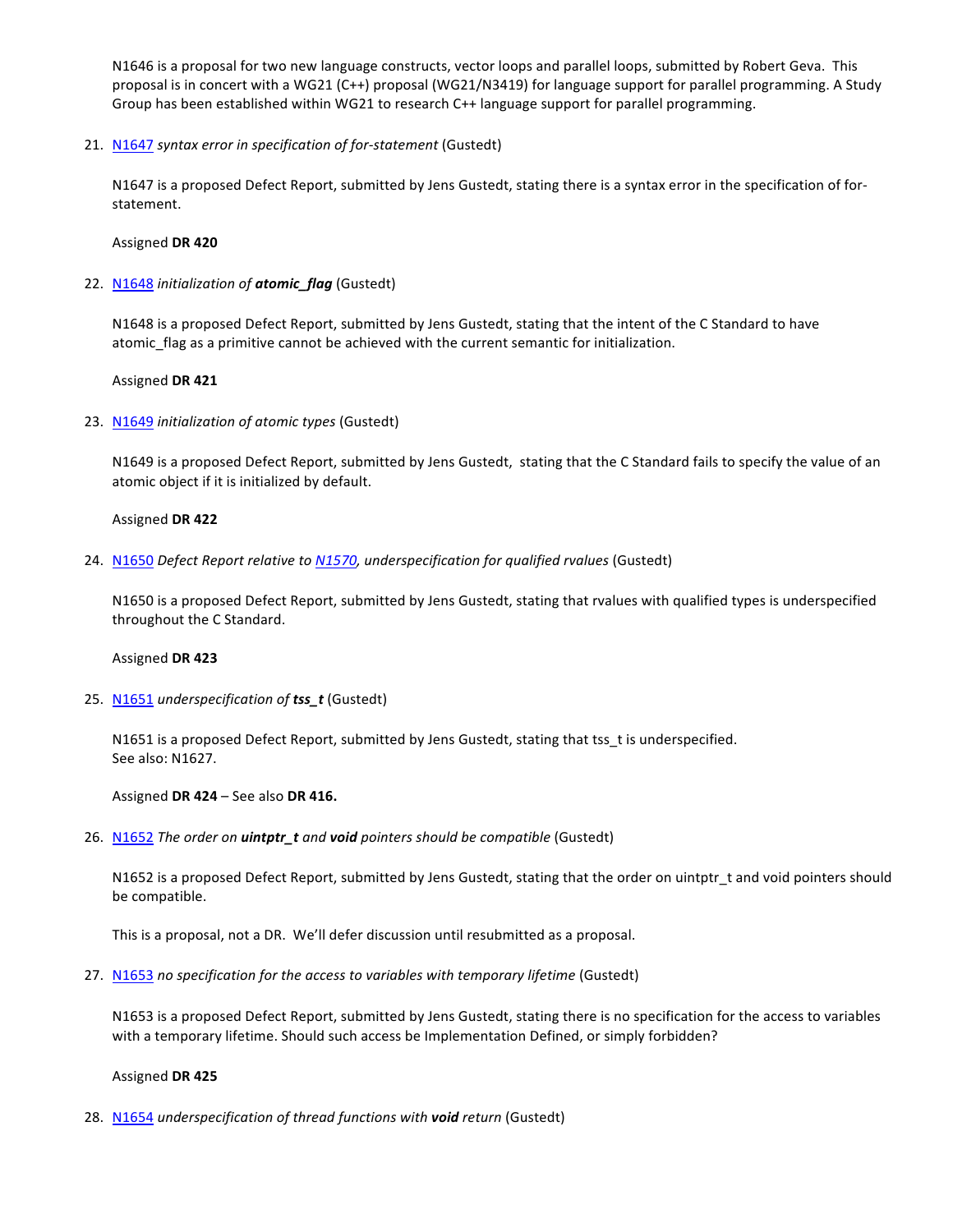N1646 is a proposal for two new language constructs, vector loops and parallel loops, submitted by Robert Geva. This proposal is in concert with a WG21 (C++) proposal (WG21/N3419) for language support for parallel programming. A Study Group has been established within WG21 to research C++ language support for parallel programming.

21. [N1647](N1647) *syntax error in specification of for-statement* (Gustedt)

    N1647 is a proposed Defect Report, submitted by Jens Gustedt, stating there is a syntax error in the specification of for-statement.

    Assigned **DR 420**

22. [N1648](N1648) *initialization of **atomic_flag*** (Gustedt)

    N1648 is a proposed Defect Report, submitted by Jens Gustedt, stating that the intent of the C Standard to have atomic_flag as a primitive cannot be achieved with the current semantic for initialization.

    Assigned **DR 421**

23. [N1649](N1649) *initialization of atomic types* (Gustedt)

    N1649 is a proposed Defect Report, submitted by Jens Gustedt, stating that the C Standard fails to specify the value of an atomic object if it is initialized by default.

    Assigned **DR 422**

24. [N1650](N1650) *Defect Report relative to [N1570](N1570), underspecification for qualified rvalues* (Gustedt)

    N1650 is a proposed Defect Report, submitted by Jens Gustedt, stating that rvalues with qualified types is underspecified throughout the C Standard.

    Assigned **DR 423**

25. [N1651](N1651) *underspecification of **tss_t*** (Gustedt)

    N1651 is a proposed Defect Report, submitted by Jens Gustedt, stating that tss_t is underspecified.
    See also: N1627.

    Assigned **DR 424** – See also **DR 416.**

26. [N1652](N1652) *The order on **uintptr_t** and **void** pointers should be compatible* (Gustedt)

    N1652 is a proposed Defect Report, submitted by Jens Gustedt, stating that the order on uintptr_t and void pointers should be compatible.

    This is a proposal, not a DR. We'll defer discussion until resubmitted as a proposal.

27. [N1653](N1653) *no specification for the access to variables with temporary lifetime* (Gustedt)

    N1653 is a proposed Defect Report, submitted by Jens Gustedt, stating there is no specification for the access to variables with a temporary lifetime. Should such access be Implementation Defined, or simply forbidden?

    Assigned **DR 425**

28. [N1654](N1654) *underspecification of thread functions with **void** return* (Gustedt)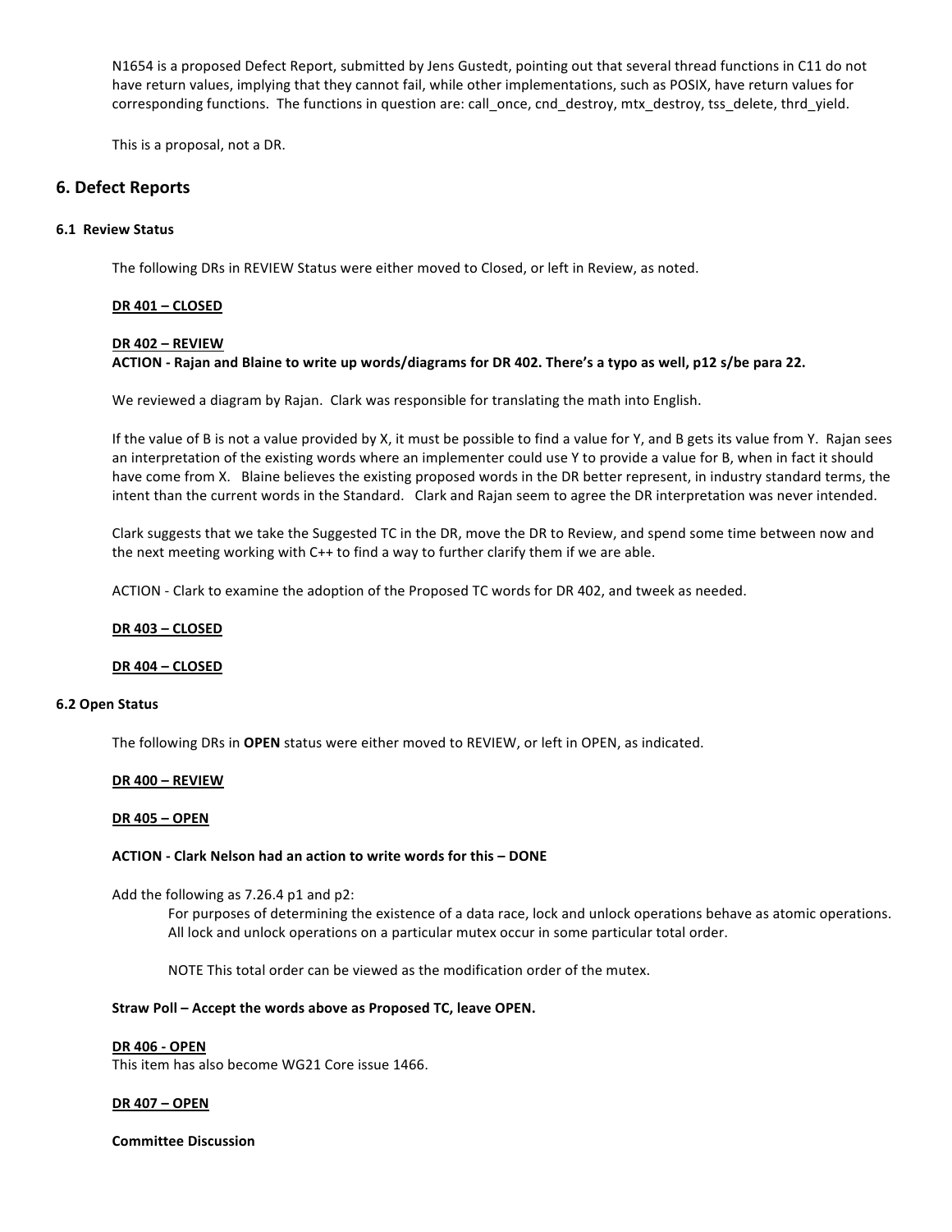N1654 is a proposed Defect Report, submitted by Jens Gustedt, pointing out that several thread functions in C11 do not have return values, implying that they cannot fail, while other implementations, such as POSIX, have return values for corresponding functions. The functions in question are: call_once, cnd_destroy, mtx_destroy, tss_delete, thrd_yield.

This is a proposal, not a DR.

## 6. Defect Reports

### 6.1 Review Status

The following DRs in REVIEW Status were either moved to Closed, or left in Review, as noted.

**DR 401 – CLOSED**

**DR 402 – REVIEW**
**ACTION - Rajan and Blaine to write up words/diagrams for DR 402. There's a typo as well, p12 s/be para 22.**

We reviewed a diagram by Rajan. Clark was responsible for translating the math into English.

If the value of B is not a value provided by X, it must be possible to find a value for Y, and B gets its value from Y. Rajan sees an interpretation of the existing words where an implementer could use Y to provide a value for B, when in fact it should have come from X. Blaine believes the existing proposed words in the DR better represent, in industry standard terms, the intent than the current words in the Standard. Clark and Rajan seem to agree the DR interpretation was never intended.

Clark suggests that we take the Suggested TC in the DR, move the DR to Review, and spend some time between now and the next meeting working with C++ to find a way to further clarify them if we are able.

ACTION - Clark to examine the adoption of the Proposed TC words for DR 402, and tweek as needed.

**DR 403 – CLOSED**

**DR 404 – CLOSED**

### 6.2 Open Status

The following DRs in **OPEN** status were either moved to REVIEW, or left in OPEN, as indicated.

**DR 400 – REVIEW**

**DR 405 – OPEN**

**ACTION - Clark Nelson had an action to write words for this – DONE**

Add the following as 7.26.4 p1 and p2:

> For purposes of determining the existence of a data race, lock and unlock operations behave as atomic operations. All lock and unlock operations on a particular mutex occur in some particular total order.
>
> NOTE This total order can be viewed as the modification order of the mutex.

**Straw Poll – Accept the words above as Proposed TC, leave OPEN.**

**DR 406 - OPEN**
This item has also become WG21 Core issue 1466.

**DR 407 – OPEN**

**Committee Discussion**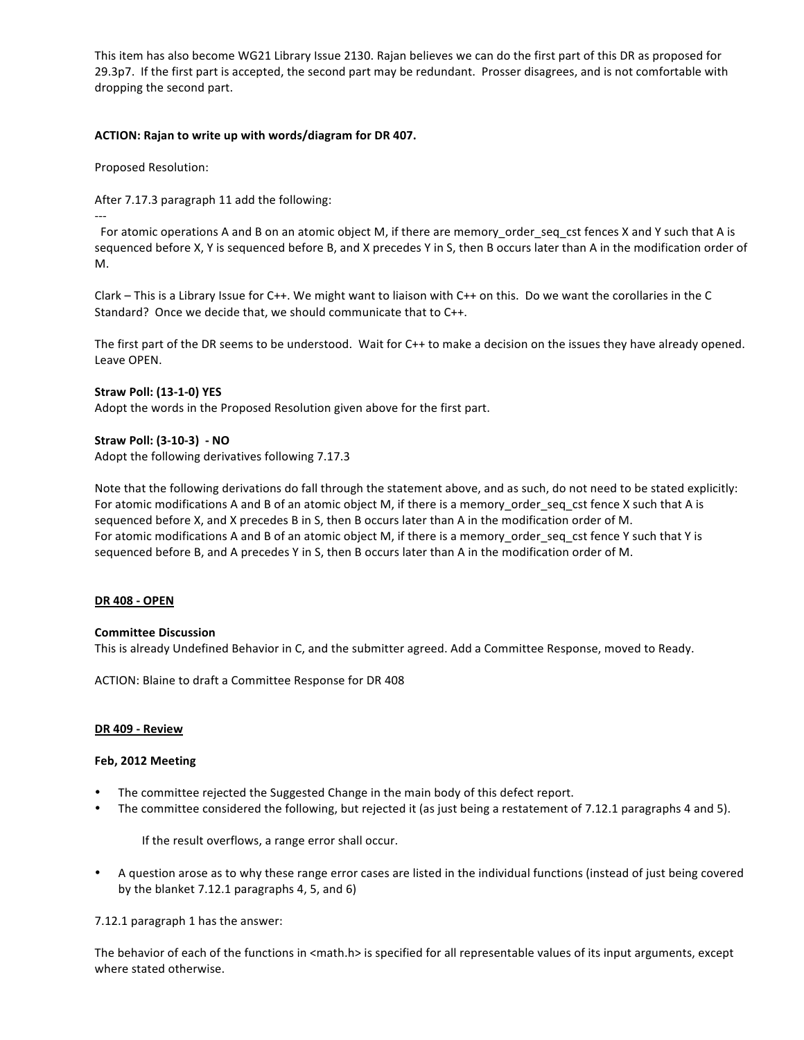This item has also become WG21 Library Issue 2130. Rajan believes we can do the first part of this DR as proposed for 29.3p7. If the first part is accepted, the second part may be redundant. Prosser disagrees, and is not comfortable with dropping the second part.

**ACTION: Rajan to write up with words/diagram for DR 407.**

Proposed Resolution:

After 7.17.3 paragraph 11 add the following:

---

For atomic operations A and B on an atomic object M, if there are memory_order_seq_cst fences X and Y such that A is sequenced before X, Y is sequenced before B, and X precedes Y in S, then B occurs later than A in the modification order of M.

Clark – This is a Library Issue for C++. We might want to liaison with C++ on this. Do we want the corollaries in the C Standard? Once we decide that, we should communicate that to C++.

The first part of the DR seems to be understood. Wait for C++ to make a decision on the issues they have already opened. Leave OPEN.

**Straw Poll: (13-1-0) YES**
Adopt the words in the Proposed Resolution given above for the first part.

**Straw Poll: (3-10-3) - NO**
Adopt the following derivatives following 7.17.3

Note that the following derivations do fall through the statement above, and as such, do not need to be stated explicitly:
For atomic modifications A and B of an atomic object M, if there is a memory_order_seq_cst fence X such that A is sequenced before X, and X precedes B in S, then B occurs later than A in the modification order of M.
For atomic modifications A and B of an atomic object M, if there is a memory_order_seq_cst fence Y such that Y is sequenced before B, and A precedes Y in S, then B occurs later than A in the modification order of M.

**DR 408 - OPEN**

**Committee Discussion**
This is already Undefined Behavior in C, and the submitter agreed. Add a Committee Response, moved to Ready.

ACTION: Blaine to draft a Committee Response for DR 408

**DR 409 - Review**

**Feb, 2012 Meeting**

- The committee rejected the Suggested Change in the main body of this defect report.
- The committee considered the following, but rejected it (as just being a restatement of 7.12.1 paragraphs 4 and 5).

  If the result overflows, a range error shall occur.

- A question arose as to why these range error cases are listed in the individual functions (instead of just being covered by the blanket 7.12.1 paragraphs 4, 5, and 6)

7.12.1 paragraph 1 has the answer:

The behavior of each of the functions in <math.h> is specified for all representable values of its input arguments, except where stated otherwise.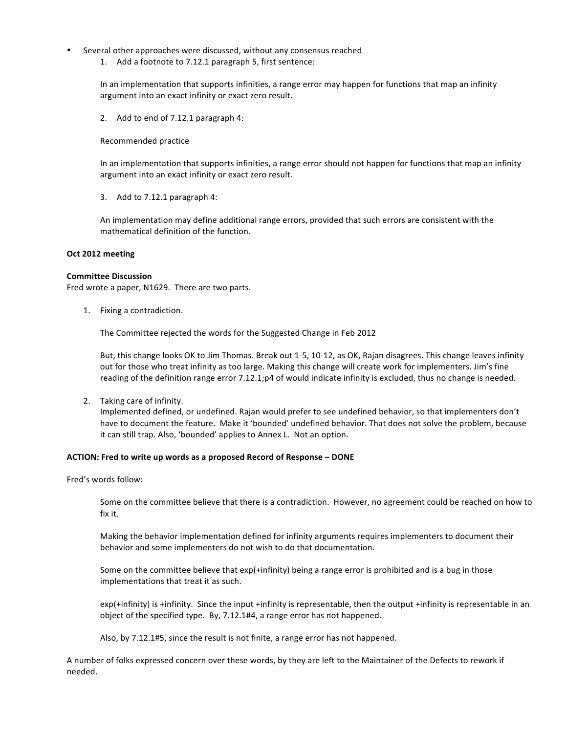- Several other approaches were discussed, without any consensus reached
    1. Add a footnote to 7.12.1 paragraph 5, first sentence:

       In an implementation that supports infinities, a range error may happen for functions that map an infinity argument into an exact infinity or exact zero result.

    2. Add to end of 7.12.1 paragraph 4:

       Recommended practice

       In an implementation that supports infinities, a range error should not happen for functions that map an infinity argument into an exact infinity or exact zero result.

    3. Add to 7.12.1 paragraph 4:

       An implementation may define additional range errors, provided that such errors are consistent with the mathematical definition of the function.

**Oct 2012 meeting**

**Committee Discussion**
Fred wrote a paper, N1629. There are two parts.

1. Fixing a contradiction.

   The Committee rejected the words for the Suggested Change in Feb 2012

   But, this change looks OK to Jim Thomas. Break out 1-5, 10-12, as OK, Rajan disagrees. This change leaves infinity out for those who treat infinity as too large. Making this change will create work for implementers. Jim's fine reading of the definition range error 7.12.1;p4 of would indicate infinity is excluded, thus no change is needed.

2. Taking care of infinity.
   Implemented defined, or undefined. Rajan would prefer to see undefined behavior, so that implementers don't have to document the feature. Make it 'bounded' undefined behavior. That does not solve the problem, because it can still trap. Also, 'bounded' applies to Annex L. Not an option.

**ACTION: Fred to write up words as a proposed Record of Response – DONE**

Fred's words follow:

> Some on the committee believe that there is a contradiction. However, no agreement could be reached on how to fix it.
>
> Making the behavior implementation defined for infinity arguments requires implementers to document their behavior and some implementers do not wish to do that documentation.
>
> Some on the committee believe that exp(+infinity) being a range error is prohibited and is a bug in those implementations that treat it as such.
>
> exp(+infinity) is +infinity. Since the input +infinity is representable, then the output +infinity is representable in an object of the specified type. By, 7.12.1#4, a range error has not happened.
>
> Also, by 7.12.1#5, since the result is not finite, a range error has not happened.

A number of folks expressed concern over these words, by they are left to the Maintainer of the Defects to rework if needed.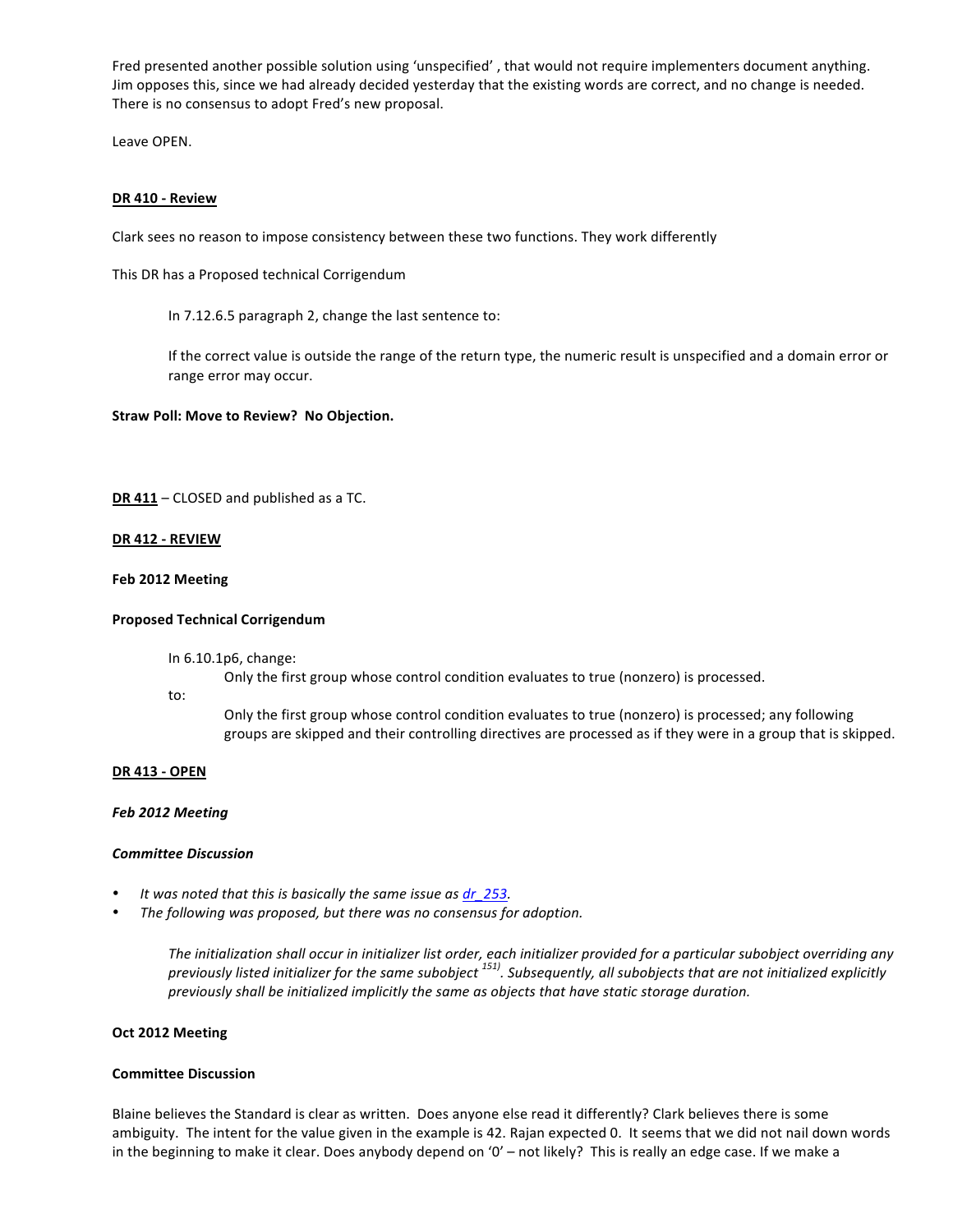Fred presented another possible solution using 'unspecified' , that would not require implementers document anything. Jim opposes this, since we had already decided yesterday that the existing words are correct, and no change is needed. There is no consensus to adopt Fred's new proposal.

Leave OPEN.

**DR 410 - Review**

Clark sees no reason to impose consistency between these two functions. They work differently

This DR has a Proposed technical Corrigendum

> In 7.12.6.5 paragraph 2, change the last sentence to:
>
> If the correct value is outside the range of the return type, the numeric result is unspecified and a domain error or range error may occur.

**Straw Poll: Move to Review? No Objection.**

**DR 411** – CLOSED and published as a TC.

**DR 412 - REVIEW**

**Feb 2012 Meeting**

**Proposed Technical Corrigendum**

> In 6.10.1p6, change:
>
> > Only the first group whose control condition evaluates to true (nonzero) is processed.
>
> to:
>
> > Only the first group whose control condition evaluates to true (nonzero) is processed; any following groups are skipped and their controlling directives are processed as if they were in a group that is skipped.

**DR 413 - OPEN**

***Feb 2012 Meeting***

***Committee Discussion***

- *It was noted that this is basically the same issue as dr_253.*
- *The following was proposed, but there was no consensus for adoption.*

> *The initialization shall occur in initializer list order, each initializer provided for a particular subobject overriding any previously listed initializer for the same subobject [151]. Subsequently, all subobjects that are not initialized explicitly previously shall be initialized implicitly the same as objects that have static storage duration.*

**Oct 2012 Meeting**

**Committee Discussion**

Blaine believes the Standard is clear as written. Does anyone else read it differently? Clark believes there is some ambiguity. The intent for the value given in the example is 42. Rajan expected 0. It seems that we did not nail down words in the beginning to make it clear. Does anybody depend on '0' – not likely? This is really an edge case. If we make a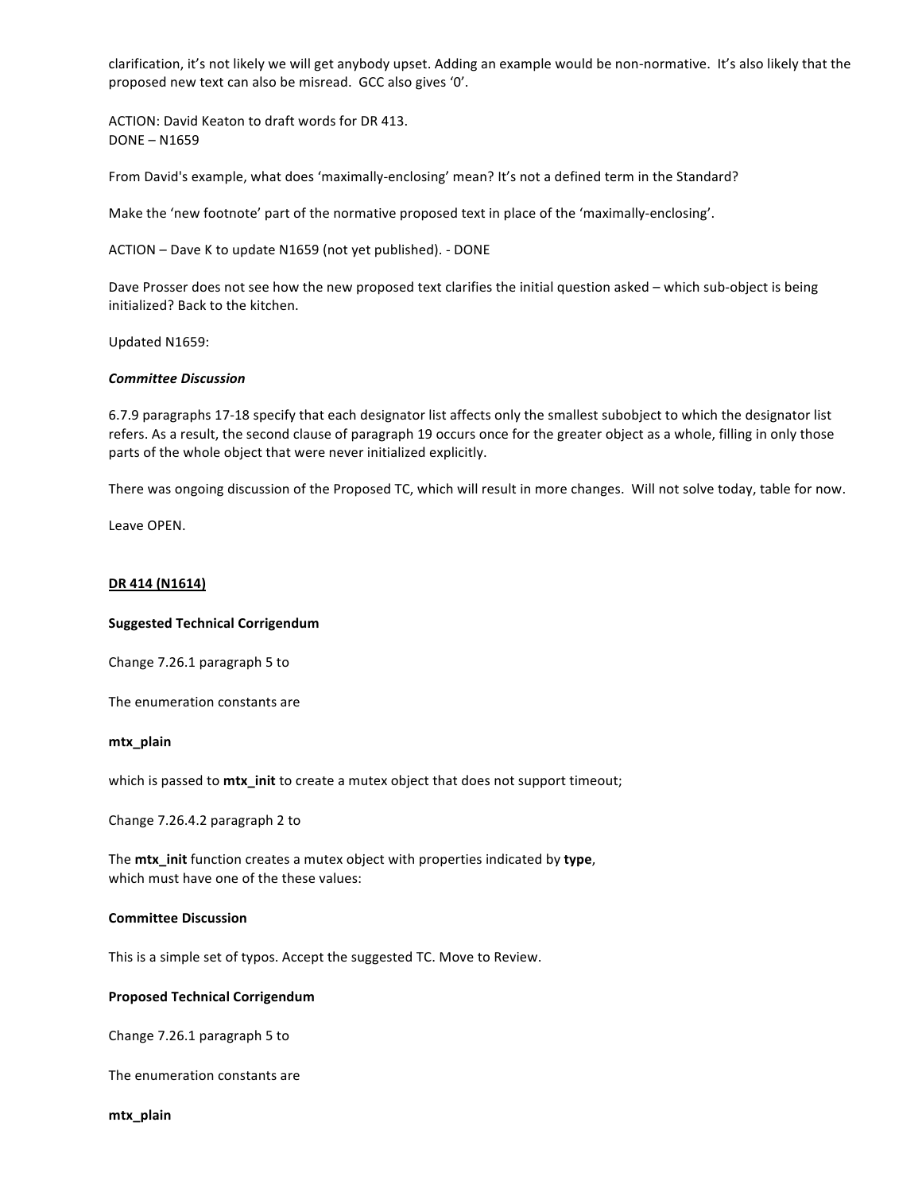clarification, it's not likely we will get anybody upset. Adding an example would be non-normative. It's also likely that the proposed new text can also be misread. GCC also gives '0'.

ACTION: David Keaton to draft words for DR 413.
DONE – N1659

From David's example, what does 'maximally-enclosing' mean? It's not a defined term in the Standard?

Make the 'new footnote' part of the normative proposed text in place of the 'maximally-enclosing'.

ACTION – Dave K to update N1659 (not yet published). - DONE

Dave Prosser does not see how the new proposed text clarifies the initial question asked – which sub-object is being initialized? Back to the kitchen.

Updated N1659:

***Committee Discussion***

6.7.9 paragraphs 17-18 specify that each designator list affects only the smallest subobject to which the designator list refers. As a result, the second clause of paragraph 19 occurs once for the greater object as a whole, filling in only those parts of the whole object that were never initialized explicitly.

There was ongoing discussion of the Proposed TC, which will result in more changes. Will not solve today, table for now.

Leave OPEN.

**DR 414 (N1614)**

**Suggested Technical Corrigendum**

Change 7.26.1 paragraph 5 to

The enumeration constants are

**mtx_plain**

which is passed to **mtx_init** to create a mutex object that does not support timeout;

Change 7.26.4.2 paragraph 2 to

The **mtx_init** function creates a mutex object with properties indicated by **type**,
which must have one of the these values:

**Committee Discussion**

This is a simple set of typos. Accept the suggested TC. Move to Review.

**Proposed Technical Corrigendum**

Change 7.26.1 paragraph 5 to

The enumeration constants are

**mtx_plain**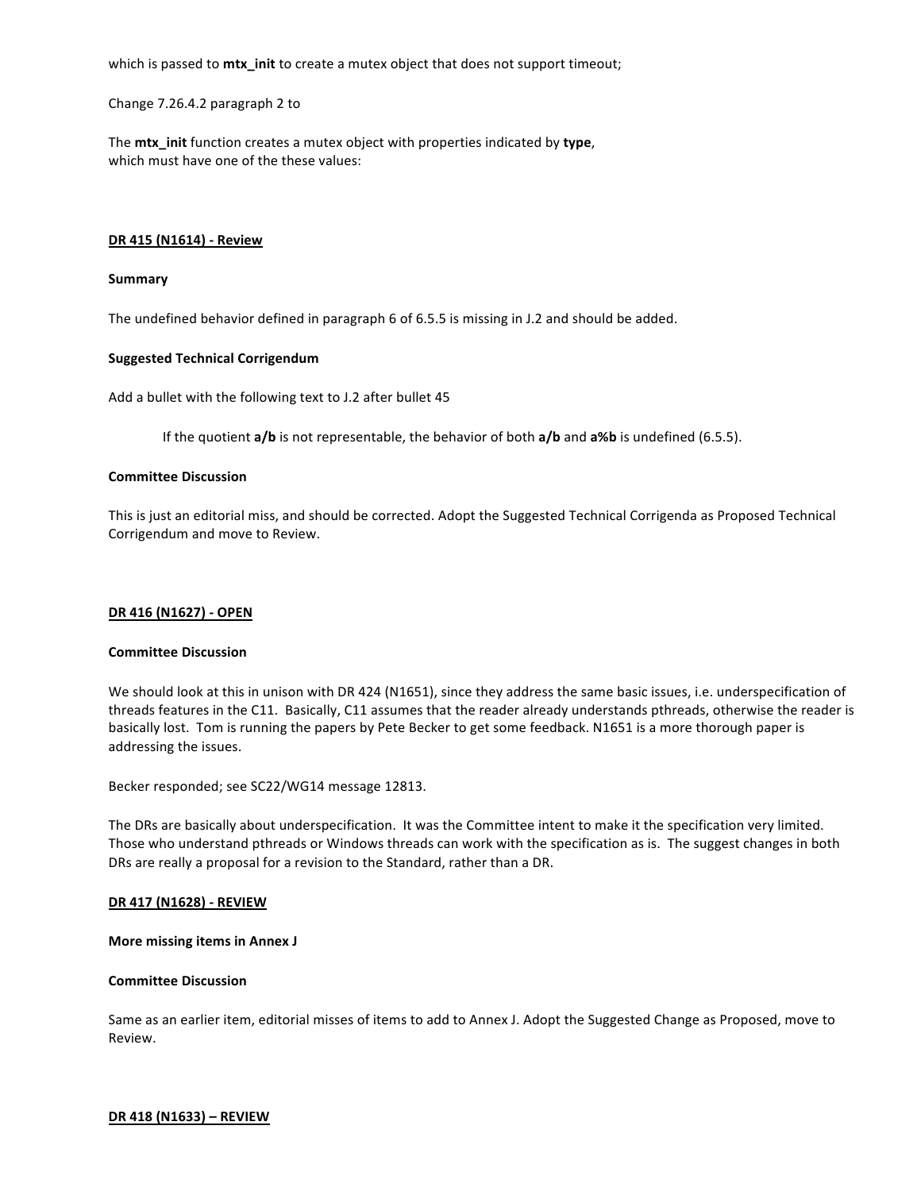which is passed to **mtx_init** to create a mutex object that does not support timeout;

Change 7.26.4.2 paragraph 2 to

The **mtx_init** function creates a mutex object with properties indicated by **type**,
which must have one of the these values:

**DR 415 (N1614) - Review**

**Summary**

The undefined behavior defined in paragraph 6 of 6.5.5 is missing in J.2 and should be added.

**Suggested Technical Corrigendum**

Add a bullet with the following text to J.2 after bullet 45

> If the quotient **a/b** is not representable, the behavior of both **a/b** and **a%b** is undefined (6.5.5).

**Committee Discussion**

This is just an editorial miss, and should be corrected. Adopt the Suggested Technical Corrigenda as Proposed Technical Corrigendum and move to Review.

**DR 416 (N1627) - OPEN**

**Committee Discussion**

We should look at this in unison with DR 424 (N1651), since they address the same basic issues, i.e. underspecification of threads features in the C11. Basically, C11 assumes that the reader already understands pthreads, otherwise the reader is basically lost. Tom is running the papers by Pete Becker to get some feedback. N1651 is a more thorough paper is addressing the issues.

Becker responded; see SC22/WG14 message 12813.

The DRs are basically about underspecification. It was the Committee intent to make it the specification very limited. Those who understand pthreads or Windows threads can work with the specification as is. The suggest changes in both DRs are really a proposal for a revision to the Standard, rather than a DR.

**DR 417 (N1628) - REVIEW**

**More missing items in Annex J**

**Committee Discussion**

Same as an earlier item, editorial misses of items to add to Annex J. Adopt the Suggested Change as Proposed, move to Review.

**DR 418 (N1633) – REVIEW**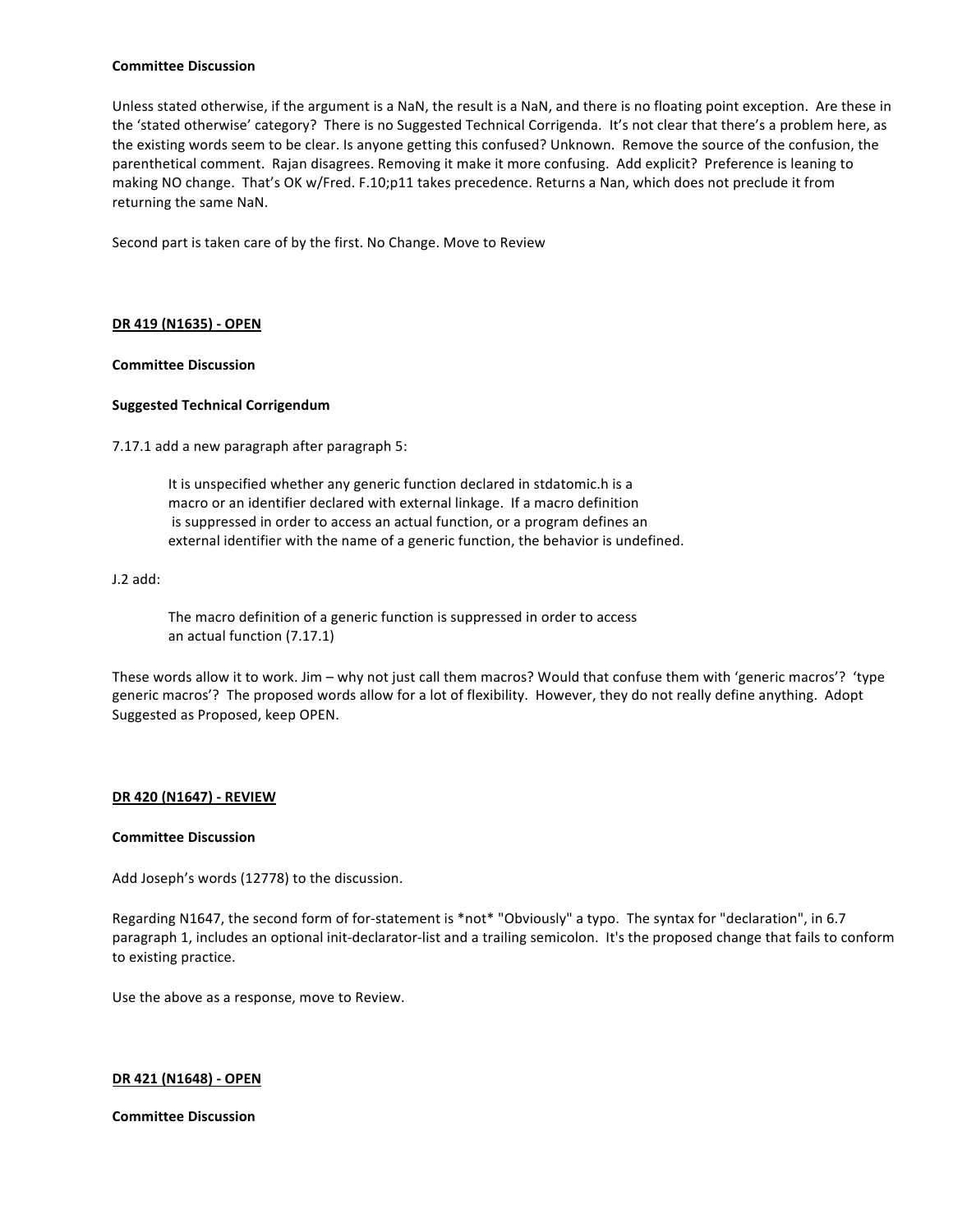**Committee Discussion**

Unless stated otherwise, if the argument is a NaN, the result is a NaN, and there is no floating point exception. Are these in the 'stated otherwise' category? There is no Suggested Technical Corrigenda. It's not clear that there's a problem here, as the existing words seem to be clear. Is anyone getting this confused? Unknown. Remove the source of the confusion, the parenthetical comment. Rajan disagrees. Removing it make it more confusing. Add explicit? Preference is leaning to making NO change. That's OK w/Fred. F.10;p11 takes precedence. Returns a Nan, which does not preclude it from returning the same NaN.

Second part is taken care of by the first. No Change. Move to Review

**DR 419 (N1635) - OPEN**

**Committee Discussion**

**Suggested Technical Corrigendum**

7.17.1 add a new paragraph after paragraph 5:

> It is unspecified whether any generic function declared in stdatomic.h is a macro or an identifier declared with external linkage. If a macro definition is suppressed in order to access an actual function, or a program defines an external identifier with the name of a generic function, the behavior is undefined.

J.2 add:

> The macro definition of a generic function is suppressed in order to access an actual function (7.17.1)

These words allow it to work. Jim – why not just call them macros? Would that confuse them with 'generic macros'? 'type generic macros'? The proposed words allow for a lot of flexibility. However, they do not really define anything. Adopt Suggested as Proposed, keep OPEN.

**DR 420 (N1647) - REVIEW**

**Committee Discussion**

Add Joseph's words (12778) to the discussion.

Regarding N1647, the second form of for-statement is *not* "Obviously" a typo. The syntax for "declaration", in 6.7 paragraph 1, includes an optional init-declarator-list and a trailing semicolon. It's the proposed change that fails to conform to existing practice.

Use the above as a response, move to Review.

**DR 421 (N1648) - OPEN**

**Committee Discussion**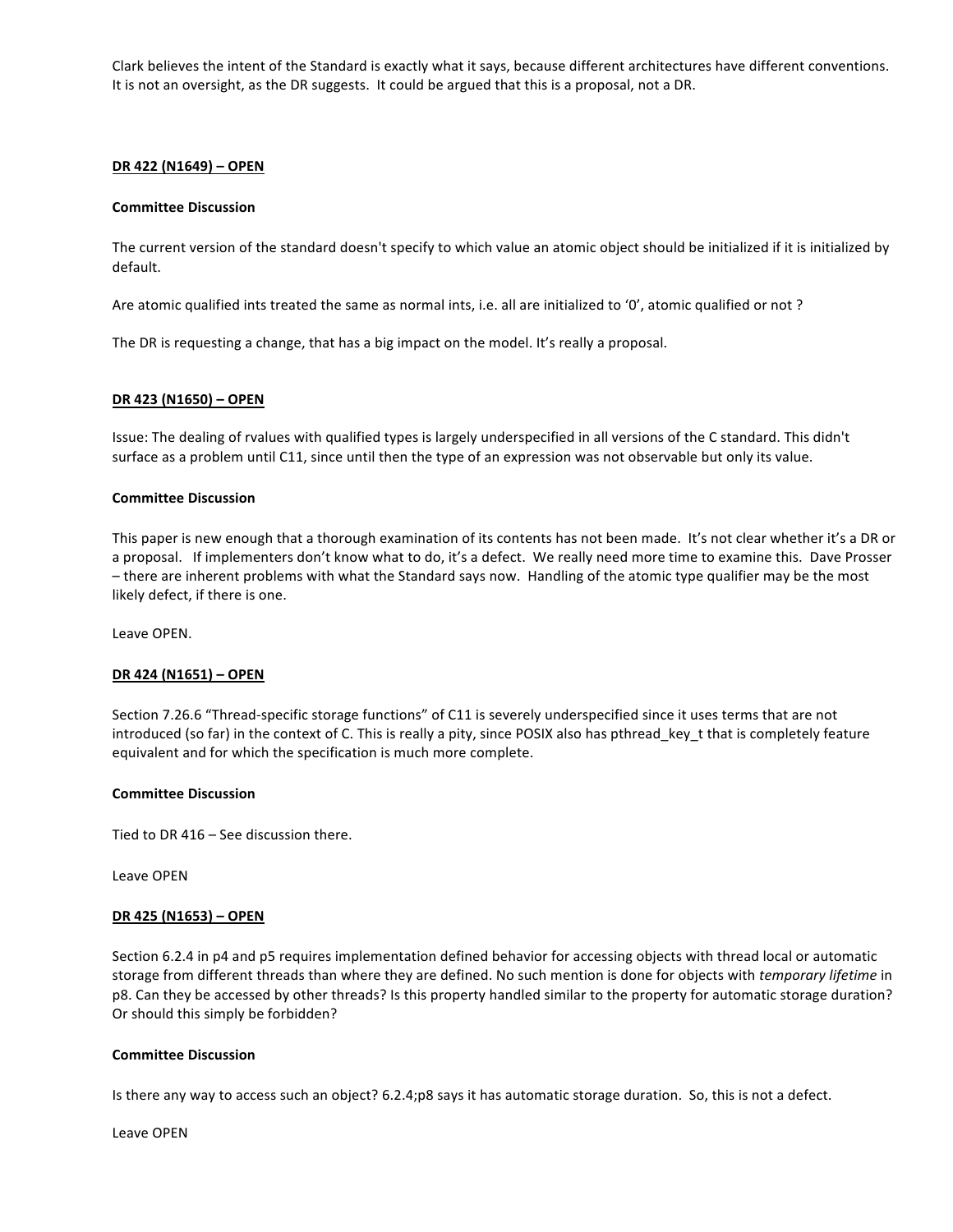Clark believes the intent of the Standard is exactly what it says, because different architectures have different conventions. It is not an oversight, as the DR suggests. It could be argued that this is a proposal, not a DR.

**DR 422 (N1649) – OPEN**

**Committee Discussion**

The current version of the standard doesn't specify to which value an atomic object should be initialized if it is initialized by default.

Are atomic qualified ints treated the same as normal ints, i.e. all are initialized to '0', atomic qualified or not ?

The DR is requesting a change, that has a big impact on the model. It's really a proposal.

**DR 423 (N1650) – OPEN**

Issue: The dealing of rvalues with qualified types is largely underspecified in all versions of the C standard. This didn't surface as a problem until C11, since until then the type of an expression was not observable but only its value.

**Committee Discussion**

This paper is new enough that a thorough examination of its contents has not been made. It's not clear whether it's a DR or a proposal. If implementers don't know what to do, it's a defect. We really need more time to examine this. Dave Prosser – there are inherent problems with what the Standard says now. Handling of the atomic type qualifier may be the most likely defect, if there is one.

Leave OPEN.

**DR 424 (N1651) – OPEN**

Section 7.26.6 "Thread-specific storage functions" of C11 is severely underspecified since it uses terms that are not introduced (so far) in the context of C. This is really a pity, since POSIX also has pthread_key_t that is completely feature equivalent and for which the specification is much more complete.

**Committee Discussion**

Tied to DR 416 – See discussion there.

Leave OPEN

**DR 425 (N1653) – OPEN**

Section 6.2.4 in p4 and p5 requires implementation defined behavior for accessing objects with thread local or automatic storage from different threads than where they are defined. No such mention is done for objects with *temporary lifetime* in p8. Can they be accessed by other threads? Is this property handled similar to the property for automatic storage duration? Or should this simply be forbidden?

**Committee Discussion**

Is there any way to access such an object? 6.2.4;p8 says it has automatic storage duration. So, this is not a defect.

Leave OPEN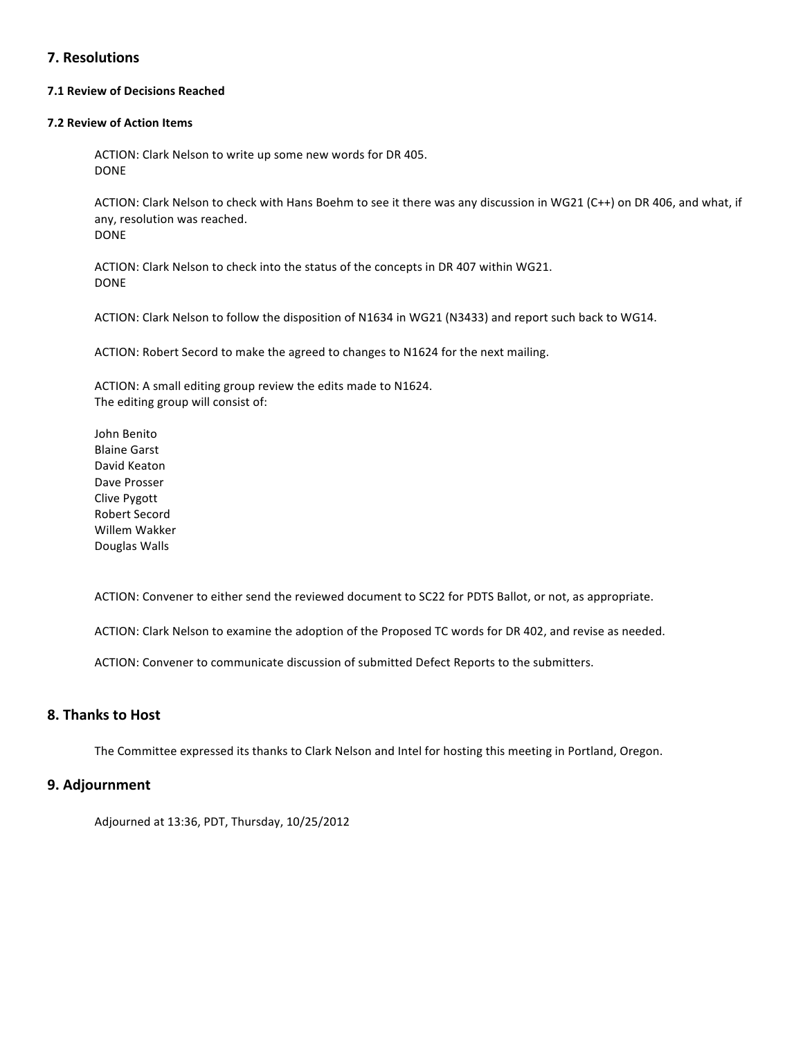## 7. Resolutions

#### 7.1 Review of Decisions Reached

#### 7.2 Review of Action Items

ACTION: Clark Nelson to write up some new words for DR 405.
DONE

ACTION: Clark Nelson to check with Hans Boehm to see it there was any discussion in WG21 (C++) on DR 406, and what, if any, resolution was reached.
DONE

ACTION: Clark Nelson to check into the status of the concepts in DR 407 within WG21.
DONE

ACTION: Clark Nelson to follow the disposition of N1634 in WG21 (N3433) and report such back to WG14.

ACTION: Robert Secord to make the agreed to changes to N1624 for the next mailing.

ACTION: A small editing group review the edits made to N1624.
The editing group will consist of:

John Benito
Blaine Garst
David Keaton
Dave Prosser
Clive Pygott
Robert Secord
Willem Wakker
Douglas Walls

ACTION: Convener to either send the reviewed document to SC22 for PDTS Ballot, or not, as appropriate.

ACTION: Clark Nelson to examine the adoption of the Proposed TC words for DR 402, and revise as needed.

ACTION: Convener to communicate discussion of submitted Defect Reports to the submitters.

## 8. Thanks to Host

The Committee expressed its thanks to Clark Nelson and Intel for hosting this meeting in Portland, Oregon.

## 9. Adjournment

Adjourned at 13:36, PDT, Thursday, 10/25/2012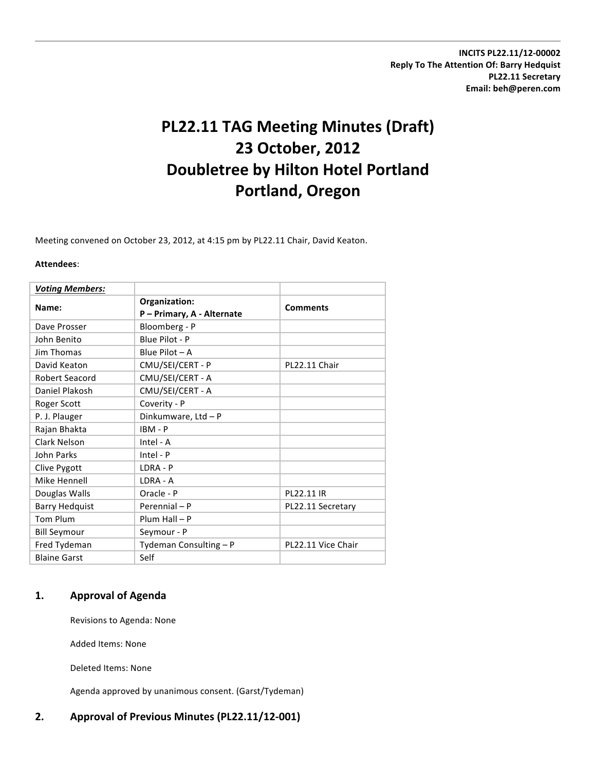**INCITS PL22.11/12-00002**
**Reply To The Attention Of: Barry Hedquist**
**PL22.11 Secretary**
**Email: beh@peren.com**

# PL22.11 TAG Meeting Minutes (Draft)
# 23 October, 2012
# Doubletree by Hilton Hotel Portland
# Portland, Oregon

Meeting convened on October 23, 2012, at 4:15 pm by PL22.11 Chair, David Keaton.

**Attendees**:

| ***Voting Members:*** | | |
|---|---|---|
| **Name:** | **Organization:** **P – Primary, A - Alternate** | **Comments** |
| Dave Prosser | Bloomberg - P | |
| John Benito | Blue Pilot - P | |
| Jim Thomas | Blue Pilot – A | |
| David Keaton | CMU/SEI/CERT - P | PL22.11 Chair |
| Robert Seacord | CMU/SEI/CERT - A | |
| Daniel Plakosh | CMU/SEI/CERT - A | |
| Roger Scott | Coverity - P | |
| P. J. Plauger | Dinkumware, Ltd – P | |
| Rajan Bhakta | IBM - P | |
| Clark Nelson | Intel - A | |
| John Parks | Intel - P | |
| Clive Pygott | LDRA - P | |
| Mike Hennell | LDRA - A | |
| Douglas Walls | Oracle - P | PL22.11 IR |
| Barry Hedquist | Perennial – P | PL22.11 Secretary |
| Tom Plum | Plum Hall – P | |
| Bill Seymour | Seymour - P | |
| Fred Tydeman | Tydeman Consulting – P | PL22.11 Vice Chair |
| Blaine Garst | Self | |

## 1. Approval of Agenda

Revisions to Agenda: None

Added Items: None

Deleted Items: None

Agenda approved by unanimous consent. (Garst/Tydeman)

## 2. Approval of Previous Minutes (PL22.11/12-001)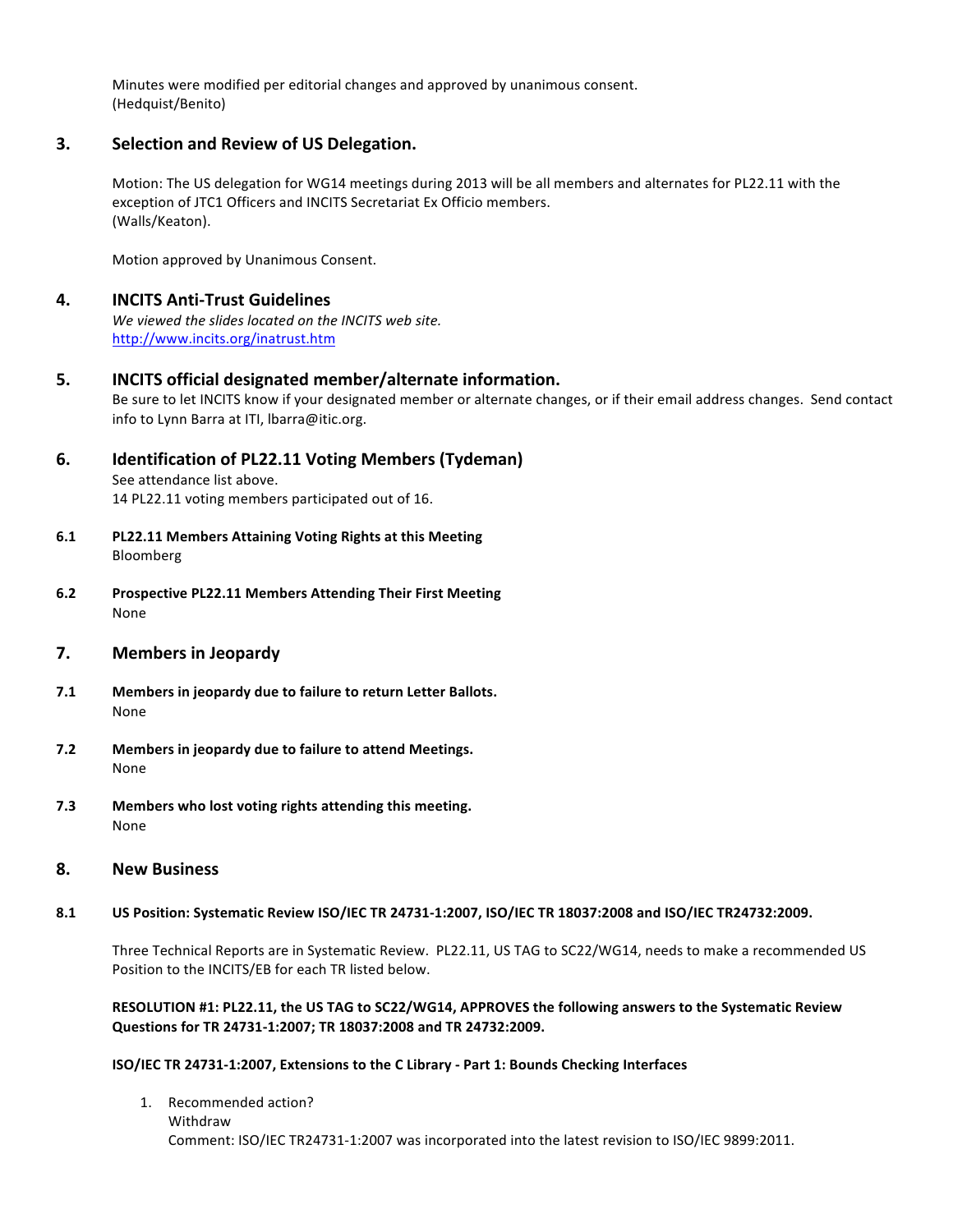Minutes were modified per editorial changes and approved by unanimous consent.
(Hedquist/Benito)

## 3. Selection and Review of US Delegation.

Motion: The US delegation for WG14 meetings during 2013 will be all members and alternates for PL22.11 with the exception of JTC1 Officers and INCITS Secretariat Ex Officio members.
(Walls/Keaton).

Motion approved by Unanimous Consent.

## 4. INCITS Anti-Trust Guidelines

*We viewed the slides located on the INCITS web site.*
http://www.incits.org/inatrust.htm

## 5. INCITS official designated member/alternate information.

Be sure to let INCITS know if your designated member or alternate changes, or if their email address changes. Send contact info to Lynn Barra at ITI, lbarra@itic.org.

## 6. Identification of PL22.11 Voting Members (Tydeman)

See attendance list above.
14 PL22.11 voting members participated out of 16.

### 6.1 PL22.11 Members Attaining Voting Rights at this Meeting

Bloomberg

### 6.2 Prospective PL22.11 Members Attending Their First Meeting

None

## 7. Members in Jeopardy

### 7.1 Members in jeopardy due to failure to return Letter Ballots.

None

### 7.2 Members in jeopardy due to failure to attend Meetings.

None

### 7.3 Members who lost voting rights attending this meeting.

None

## 8. New Business

### 8.1 US Position: Systematic Review ISO/IEC TR 24731-1:2007, ISO/IEC TR 18037:2008 and ISO/IEC TR24732:2009.

Three Technical Reports are in Systematic Review. PL22.11, US TAG to SC22/WG14, needs to make a recommended US Position to the INCITS/EB for each TR listed below.

**RESOLUTION #1: PL22.11, the US TAG to SC22/WG14, APPROVES the following answers to the Systematic Review Questions for TR 24731-1:2007; TR 18037:2008 and TR 24732:2009.**

**ISO/IEC TR 24731-1:2007, Extensions to the C Library - Part 1: Bounds Checking Interfaces**

1. Recommended action?
   Withdraw
   Comment: ISO/IEC TR24731-1:2007 was incorporated into the latest revision to ISO/IEC 9899:2011.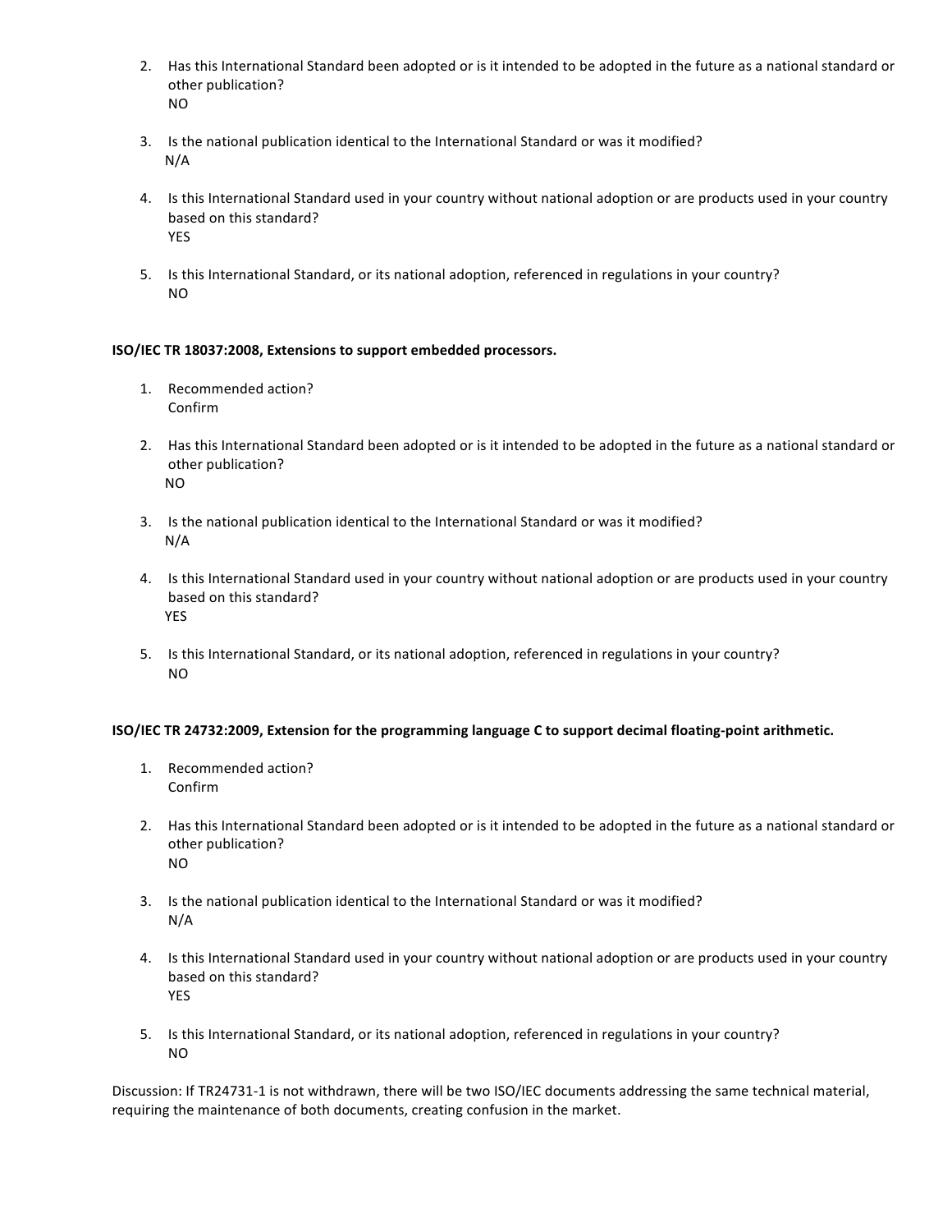2. Has this International Standard been adopted or is it intended to be adopted in the future as a national standard or other publication?
   NO

3. Is the national publication identical to the International Standard or was it modified?
   N/A

4. Is this International Standard used in your country without national adoption or are products used in your country based on this standard?
   YES

5. Is this International Standard, or its national adoption, referenced in regulations in your country?
   NO

**ISO/IEC TR 18037:2008, Extensions to support embedded processors.**

1. Recommended action?
   Confirm

2. Has this International Standard been adopted or is it intended to be adopted in the future as a national standard or other publication?
   NO

3. Is the national publication identical to the International Standard or was it modified?
   N/A

4. Is this International Standard used in your country without national adoption or are products used in your country based on this standard?
   YES

5. Is this International Standard, or its national adoption, referenced in regulations in your country?
   NO

**ISO/IEC TR 24732:2009, Extension for the programming language C to support decimal floating-point arithmetic.**

1. Recommended action?
   Confirm

2. Has this International Standard been adopted or is it intended to be adopted in the future as a national standard or other publication?
   NO

3. Is the national publication identical to the International Standard or was it modified?
   N/A

4. Is this International Standard used in your country without national adoption or are products used in your country based on this standard?
   YES

5. Is this International Standard, or its national adoption, referenced in regulations in your country?
   NO

Discussion: If TR24731-1 is not withdrawn, there will be two ISO/IEC documents addressing the same technical material, requiring the maintenance of both documents, creating confusion in the market.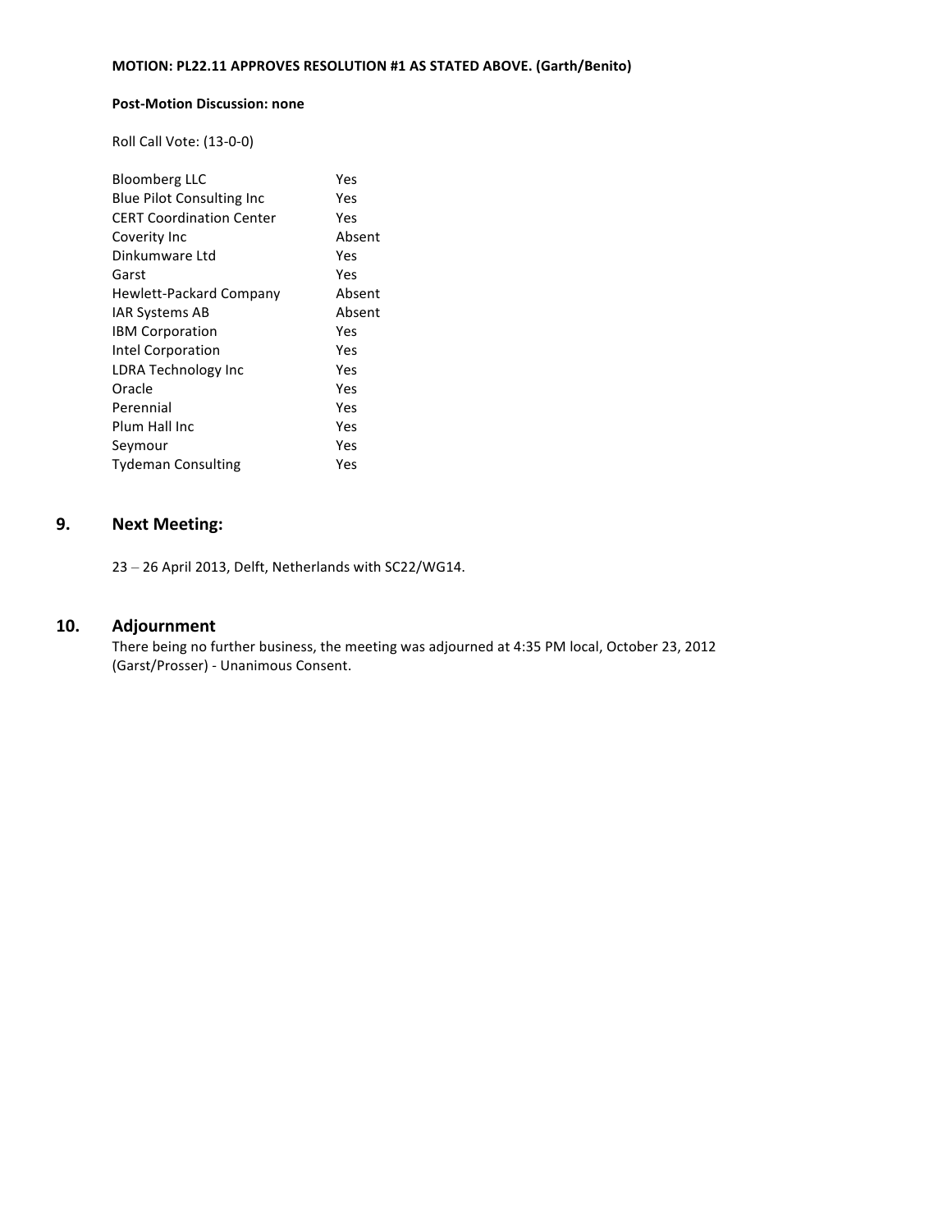**MOTION: PL22.11 APPROVES RESOLUTION #1 AS STATED ABOVE. (Garth/Benito)**

**Post-Motion Discussion: none**

Roll Call Vote: (13-0-0)

| | |
|---|---|
| Bloomberg LLC | Yes |
| Blue Pilot Consulting Inc | Yes |
| CERT Coordination Center | Yes |
| Coverity Inc | Absent |
| Dinkumware Ltd | Yes |
| Garst | Yes |
| Hewlett-Packard Company | Absent |
| IAR Systems AB | Absent |
| IBM Corporation | Yes |
| Intel Corporation | Yes |
| LDRA Technology Inc | Yes |
| Oracle | Yes |
| Perennial | Yes |
| Plum Hall Inc | Yes |
| Seymour | Yes |
| Tydeman Consulting | Yes |

## 9. Next Meeting:

23 – 26 April 2013, Delft, Netherlands with SC22/WG14.

## 10. Adjournment

There being no further business, the meeting was adjourned at 4:35 PM local, October 23, 2012 (Garst/Prosser) - Unanimous Consent.